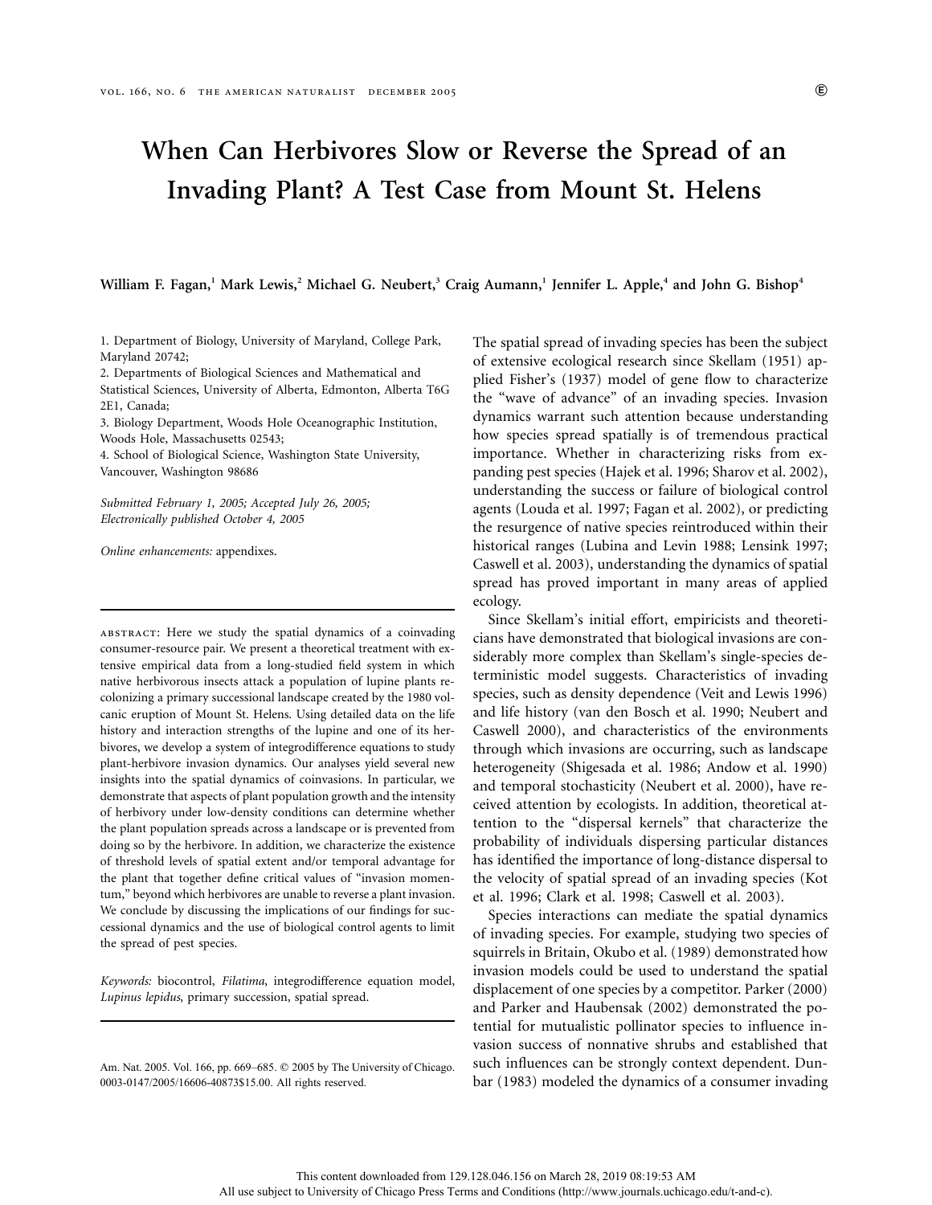# When Can Herbivores Slow or Reverse the Spread of an Invading Plant? A Test Case from Mount St. Helens

**William F. Fagan,[1] Mark Lewis,[2] Michael G. Neubert,[3] Craig Aumann,[1] Jennifer L. Apple,[4] and John G. Bishop[4]**

1. Department of Biology, University of Maryland, College Park, Maryland 20742;
2. Departments of Biological Sciences and Mathematical and Statistical Sciences, University of Alberta, Edmonton, Alberta T6G 2E1, Canada;
3. Biology Department, Woods Hole Oceanographic Institution, Woods Hole, Massachusetts 02543;
4. School of Biological Science, Washington State University, Vancouver, Washington 98686

*Submitted February 1, 2005; Accepted July 26, 2005; Electronically published October 4, 2005*

*Online enhancements:* appendixes.

ABSTRACT: Here we study the spatial dynamics of a coinvading consumer-resource pair. We present a theoretical treatment with extensive empirical data from a long-studied field system in which native herbivorous insects attack a population of lupine plants recolonizing a primary successional landscape created by the 1980 volcanic eruption of Mount St. Helens. Using detailed data on the life history and interaction strengths of the lupine and one of its herbivores, we develop a system of integrodifference equations to study plant-herbivore invasion dynamics. Our analyses yield several new insights into the spatial dynamics of coinvasions. In particular, we demonstrate that aspects of plant population growth and the intensity of herbivory under low-density conditions can determine whether the plant population spreads across a landscape or is prevented from doing so by the herbivore. In addition, we characterize the existence of threshold levels of spatial extent and/or temporal advantage for the plant that together define critical values of "invasion momentum," beyond which herbivores are unable to reverse a plant invasion. We conclude by discussing the implications of our findings for successional dynamics and the use of biological control agents to limit the spread of pest species.

*Keywords:* biocontrol, *Filatima*, integrodifference equation model, *Lupinus lepidus*, primary succession, spatial spread.

Am. Nat. 2005. Vol. 166, pp. 669–685. © 2005 by The University of Chicago. 0003-0147/2005/16606-40873$15.00. All rights reserved.

The spatial spread of invading species has been the subject of extensive ecological research since Skellam (1951) applied Fisher's (1937) model of gene flow to characterize the "wave of advance" of an invading species. Invasion dynamics warrant such attention because understanding how species spread spatially is of tremendous practical importance. Whether in characterizing risks from expanding pest species (Hajek et al. 1996; Sharov et al. 2002), understanding the success or failure of biological control agents (Louda et al. 1997; Fagan et al. 2002), or predicting the resurgence of native species reintroduced within their historical ranges (Lubina and Levin 1988; Lensink 1997; Caswell et al. 2003), understanding the dynamics of spatial spread has proved important in many areas of applied ecology.

Since Skellam's initial effort, empiricists and theoreticians have demonstrated that biological invasions are considerably more complex than Skellam's single-species deterministic model suggests. Characteristics of invading species, such as density dependence (Veit and Lewis 1996) and life history (van den Bosch et al. 1990; Neubert and Caswell 2000), and characteristics of the environments through which invasions are occurring, such as landscape heterogeneity (Shigesada et al. 1986; Andow et al. 1990) and temporal stochasticity (Neubert et al. 2000), have received attention by ecologists. In addition, theoretical attention to the "dispersal kernels" that characterize the probability of individuals dispersing particular distances has identified the importance of long-distance dispersal to the velocity of spatial spread of an invading species (Kot et al. 1996; Clark et al. 1998; Caswell et al. 2003).

Species interactions can mediate the spatial dynamics of invading species. For example, studying two species of squirrels in Britain, Okubo et al. (1989) demonstrated how invasion models could be used to understand the spatial displacement of one species by a competitor. Parker (2000) and Parker and Haubensak (2002) demonstrated the potential for mutualistic pollinator species to influence invasion success of nonnative shrubs and established that such influences can be strongly context dependent. Dunbar (1983) modeled the dynamics of a consumer invading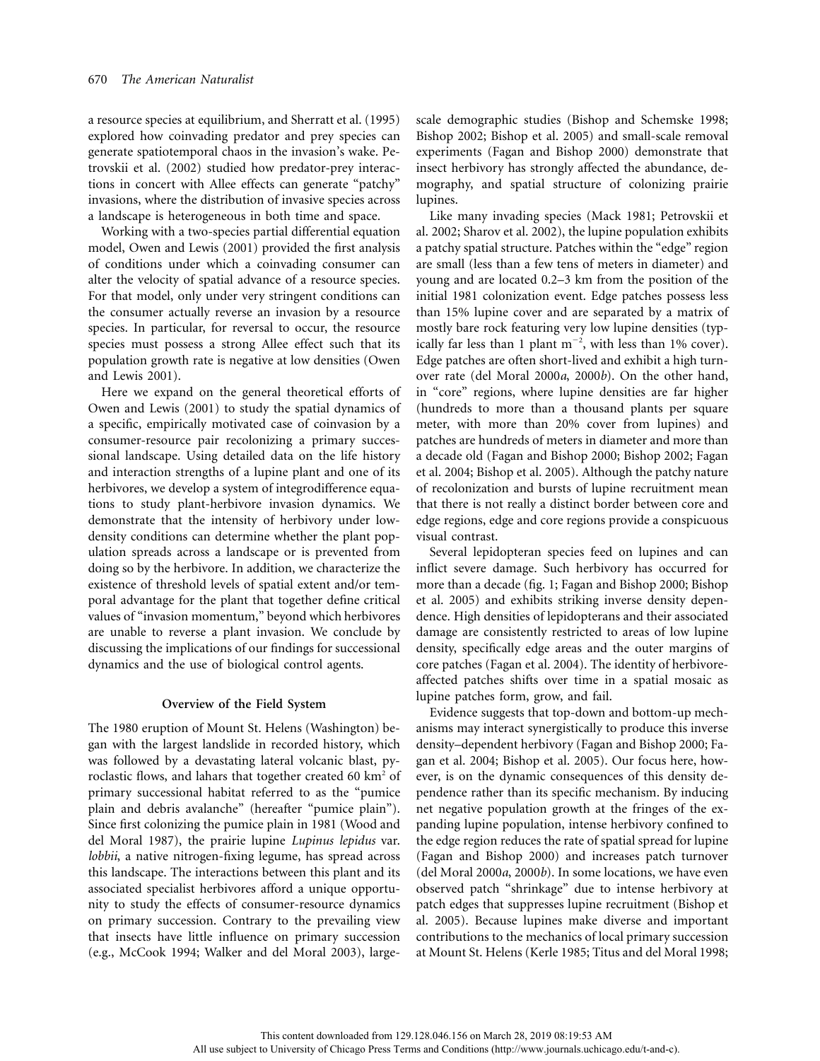a resource species at equilibrium, and Sherratt et al. (1995) explored how coinvading predator and prey species can generate spatiotemporal chaos in the invasion's wake. Petrovskii et al. (2002) studied how predator-prey interactions in concert with Allee effects can generate "patchy" invasions, where the distribution of invasive species across a landscape is heterogeneous in both time and space.

Working with a two-species partial differential equation model, Owen and Lewis (2001) provided the first analysis of conditions under which a coinvading consumer can alter the velocity of spatial advance of a resource species. For that model, only under very stringent conditions can the consumer actually reverse an invasion by a resource species. In particular, for reversal to occur, the resource species must possess a strong Allee effect such that its population growth rate is negative at low densities (Owen and Lewis 2001).

Here we expand on the general theoretical efforts of Owen and Lewis (2001) to study the spatial dynamics of a specific, empirically motivated case of coinvasion by a consumer-resource pair recolonizing a primary successional landscape. Using detailed data on the life history and interaction strengths of a lupine plant and one of its herbivores, we develop a system of integrodifference equations to study plant-herbivore invasion dynamics. We demonstrate that the intensity of herbivory under low-density conditions can determine whether the plant population spreads across a landscape or is prevented from doing so by the herbivore. In addition, we characterize the existence of threshold levels of spatial extent and/or temporal advantage for the plant that together define critical values of "invasion momentum," beyond which herbivores are unable to reverse a plant invasion. We conclude by discussing the implications of our findings for successional dynamics and the use of biological control agents.

## Overview of the Field System

The 1980 eruption of Mount St. Helens (Washington) began with the largest landslide in recorded history, which was followed by a devastating lateral volcanic blast, pyroclastic flows, and lahars that together created 60 km$^2$ of primary successional habitat referred to as the "pumice plain and debris avalanche" (hereafter "pumice plain"). Since first colonizing the pumice plain in 1981 (Wood and del Moral 1987), the prairie lupine *Lupinus lepidus* var. *lobbii*, a native nitrogen-fixing legume, has spread across this landscape. The interactions between this plant and its associated specialist herbivores afford a unique opportunity to study the effects of consumer-resource dynamics on primary succession. Contrary to the prevailing view that insects have little influence on primary succession (e.g., McCook 1994; Walker and del Moral 2003), large-scale demographic studies (Bishop and Schemske 1998; Bishop 2002; Bishop et al. 2005) and small-scale removal experiments (Fagan and Bishop 2000) demonstrate that insect herbivory has strongly affected the abundance, demography, and spatial structure of colonizing prairie lupines.

Like many invading species (Mack 1981; Petrovskii et al. 2002; Sharov et al. 2002), the lupine population exhibits a patchy spatial structure. Patches within the "edge" region are small (less than a few tens of meters in diameter) and young and are located 0.2–3 km from the position of the initial 1981 colonization event. Edge patches possess less than 15% lupine cover and are separated by a matrix of mostly bare rock featuring very low lupine densities (typically far less than 1 plant m$^{-2}$, with less than 1% cover). Edge patches are often short-lived and exhibit a high turnover rate (del Moral 2000*a*, 2000*b*). On the other hand, in "core" regions, where lupine densities are far higher (hundreds to more than a thousand plants per square meter, with more than 20% cover from lupines) and patches are hundreds of meters in diameter and more than a decade old (Fagan and Bishop 2000; Bishop 2002; Fagan et al. 2004; Bishop et al. 2005). Although the patchy nature of recolonization and bursts of lupine recruitment mean that there is not really a distinct border between core and edge regions, edge and core regions provide a conspicuous visual contrast.

Several lepidopteran species feed on lupines and can inflict severe damage. Such herbivory has occurred for more than a decade (fig. 1; Fagan and Bishop 2000; Bishop et al. 2005) and exhibits striking inverse density dependence. High densities of lepidopterans and their associated damage are consistently restricted to areas of low lupine density, specifically edge areas and the outer margins of core patches (Fagan et al. 2004). The identity of herbivore-affected patches shifts over time in a spatial mosaic as lupine patches form, grow, and fail.

Evidence suggests that top-down and bottom-up mechanisms may interact synergistically to produce this inverse density–dependent herbivory (Fagan and Bishop 2000; Fagan et al. 2004; Bishop et al. 2005). Our focus here, however, is on the dynamic consequences of this density dependence rather than its specific mechanism. By inducing net negative population growth at the fringes of the expanding lupine population, intense herbivory confined to the edge region reduces the rate of spatial spread for lupine (Fagan and Bishop 2000) and increases patch turnover (del Moral 2000*a*, 2000*b*). In some locations, we have even observed patch "shrinkage" due to intense herbivory at patch edges that suppresses lupine recruitment (Bishop et al. 2005). Because lupines make diverse and important contributions to the mechanics of local primary succession at Mount St. Helens (Kerle 1985; Titus and del Moral 1998;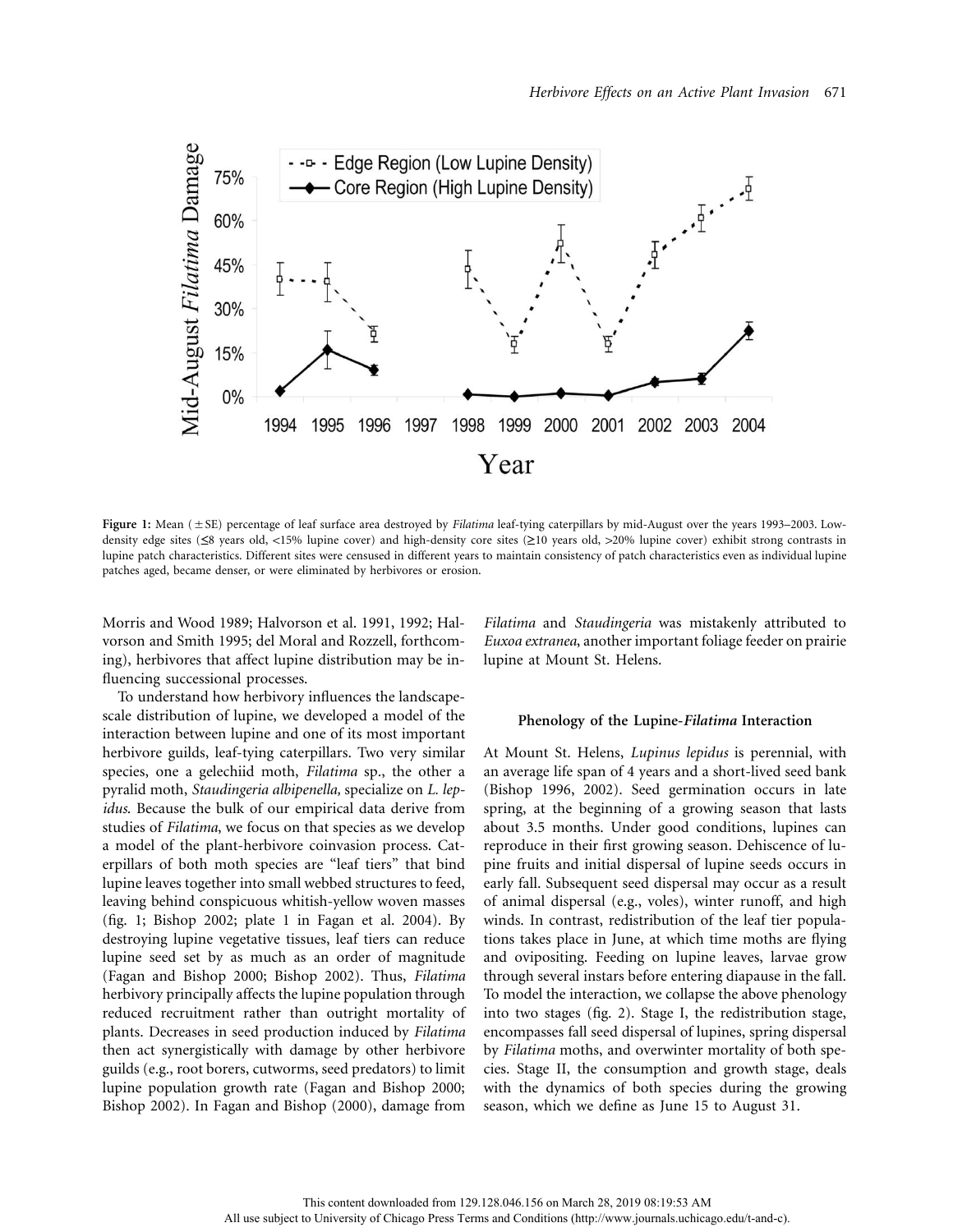Figure 1: Mean (±SE) percentage of leaf surface area destroyed by *Filatima* leaf-tying caterpillars by mid-August over the years 1993–2003. Low-density edge sites (≤8 years old, <15% lupine cover) and high-density core sites (≥10 years old, >20% lupine cover) exhibit strong contrasts in lupine patch characteristics. Different sites were censused in different years to maintain consistency of patch characteristics even as individual lupine patches aged, became denser, or were eliminated by herbivores or erosion.

Morris and Wood 1989; Halvorson et al. 1991, 1992; Halvorson and Smith 1995; del Moral and Rozzell, forthcoming), herbivores that affect lupine distribution may be influencing successional processes.

To understand how herbivory influences the landscape-scale distribution of lupine, we developed a model of the interaction between lupine and one of its most important herbivore guilds, leaf-tying caterpillars. Two very similar species, one a gelechiid moth, *Filatima* sp., the other a pyralid moth, *Staudingeria albipenella,* specialize on *L. lepidus.* Because the bulk of our empirical data derive from studies of *Filatima*, we focus on that species as we develop a model of the plant-herbivore coinvasion process. Caterpillars of both moth species are "leaf tiers" that bind lupine leaves together into small webbed structures to feed, leaving behind conspicuous whitish-yellow woven masses (fig. 1; Bishop 2002; plate 1 in Fagan et al. 2004). By destroying lupine vegetative tissues, leaf tiers can reduce lupine seed set by as much as an order of magnitude (Fagan and Bishop 2000; Bishop 2002). Thus, *Filatima* herbivory principally affects the lupine population through reduced recruitment rather than outright mortality of plants. Decreases in seed production induced by *Filatima* then act synergistically with damage by other herbivore guilds (e.g., root borers, cutworms, seed predators) to limit lupine population growth rate (Fagan and Bishop 2000; Bishop 2002). In Fagan and Bishop (2000), damage from *Filatima* and *Staudingeria* was mistakenly attributed to *Euxoa extranea*, another important foliage feeder on prairie lupine at Mount St. Helens.

### Phenology of the Lupine-*Filatima* Interaction

At Mount St. Helens, *Lupinus lepidus* is perennial, with an average life span of 4 years and a short-lived seed bank (Bishop 1996, 2002). Seed germination occurs in late spring, at the beginning of a growing season that lasts about 3.5 months. Under good conditions, lupines can reproduce in their first growing season. Dehiscence of lupine fruits and initial dispersal of lupine seeds occurs in early fall. Subsequent seed dispersal may occur as a result of animal dispersal (e.g., voles), winter runoff, and high winds. In contrast, redistribution of the leaf tier populations takes place in June, at which time moths are flying and ovipositing. Feeding on lupine leaves, larvae grow through several instars before entering diapause in the fall. To model the interaction, we collapse the above phenology into two stages (fig. 2). Stage I, the redistribution stage, encompasses fall seed dispersal of lupines, spring dispersal by *Filatima* moths, and overwinter mortality of both species. Stage II, the consumption and growth stage, deals with the dynamics of both species during the growing season, which we define as June 15 to August 31.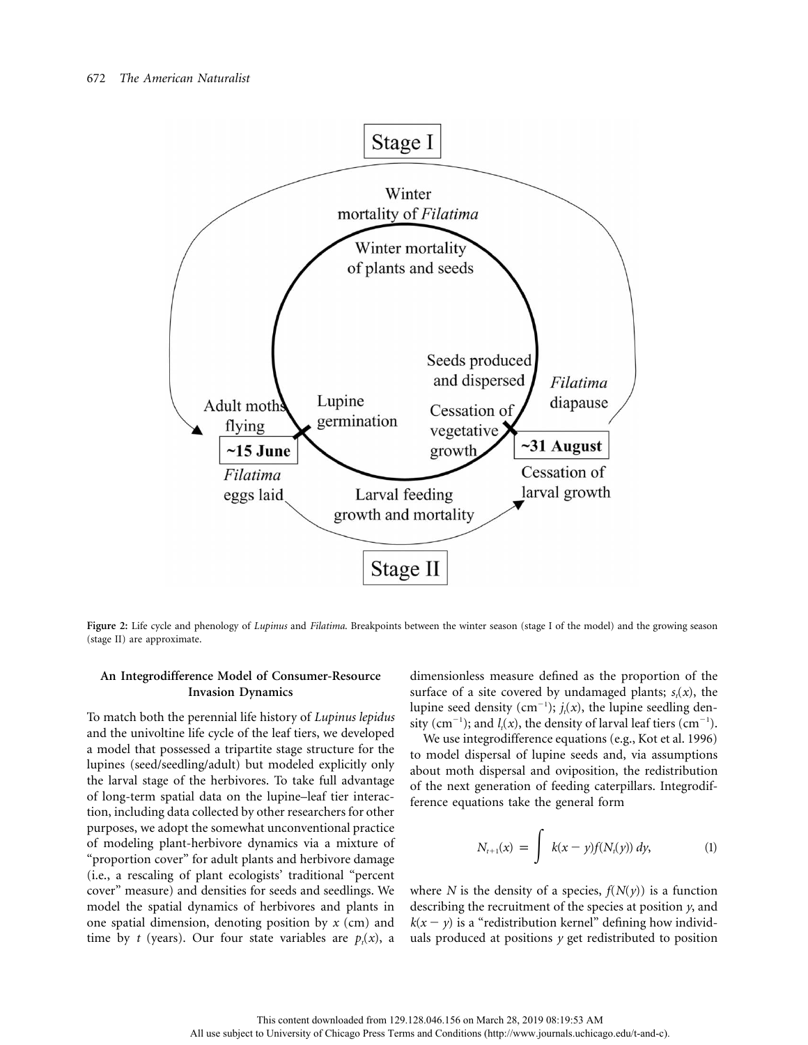**Figure 2:** Life cycle and phenology of *Lupinus* and *Filatima*. Breakpoints between the winter season (stage I of the model) and the growing season (stage II) are approximate.

## An Integrodifference Model of Consumer-Resource Invasion Dynamics

To match both the perennial life history of *Lupinus lepidus* and the univoltine life cycle of the leaf tiers, we developed a model that possessed a tripartite stage structure for the lupines (seed/seedling/adult) but modeled explicitly only the larval stage of the herbivores. To take full advantage of long-term spatial data on the lupine–leaf tier interaction, including data collected by other researchers for other purposes, we adopt the somewhat unconventional practice of modeling plant-herbivore dynamics via a mixture of "proportion cover" for adult plants and herbivore damage (i.e., a rescaling of plant ecologists' traditional "percent cover" measure) and densities for seeds and seedlings. We model the spatial dynamics of herbivores and plants in one spatial dimension, denoting position by $x$ (cm) and time by $t$ (years). Our four state variables are $p_t(x)$, a dimensionless measure defined as the proportion of the surface of a site covered by undamaged plants; $s_t(x)$, the lupine seed density ($\mathrm{cm}^{-1}$); $j_t(x)$, the lupine seedling density ($\mathrm{cm}^{-1}$); and $l_t(x)$, the density of larval leaf tiers ($\mathrm{cm}^{-1}$).

We use integrodifference equations (e.g., Kot et al. 1996) to model dispersal of lupine seeds and, via assumptions about moth dispersal and oviposition, the redistribution of the next generation of feeding caterpillars. Integrodifference equations take the general form

$$N_{t+1}(x) = \int k(x-y)f(N_t(y))\,dy, \tag{1}$$

where $N$ is the density of a species, $f(N(y))$ is a function describing the recruitment of the species at position $y$, and $k(x-y)$ is a "redistribution kernel" defining how individuals produced at positions $y$ get redistributed to position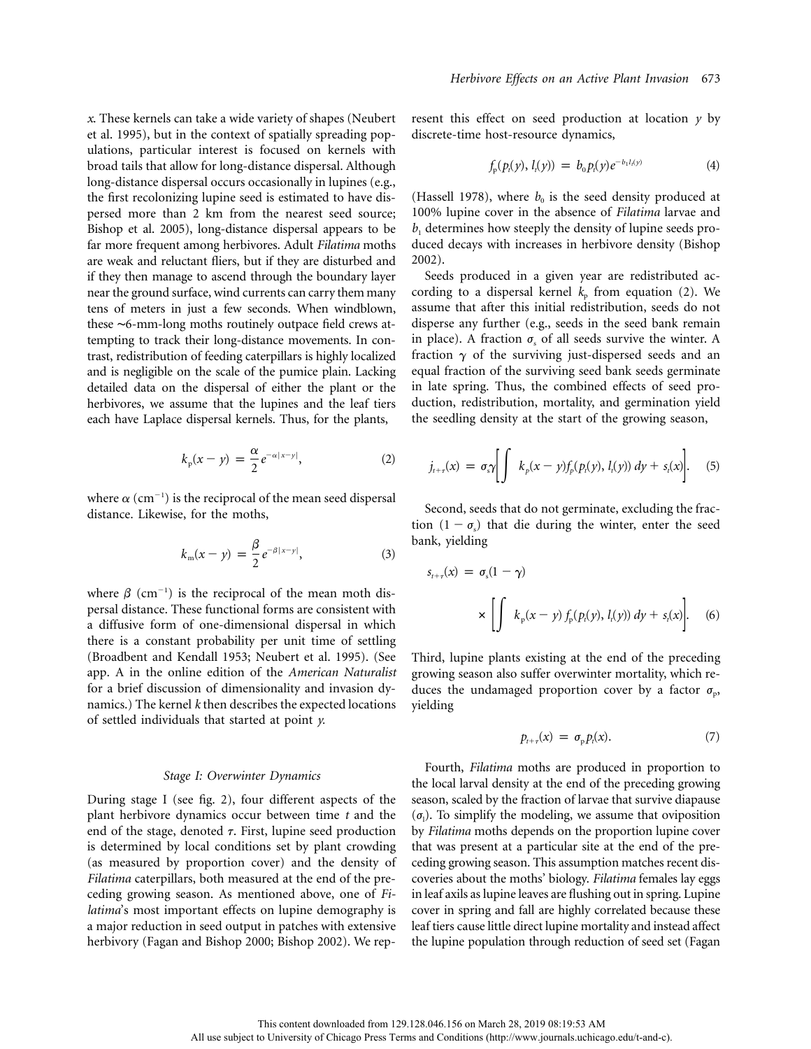*x*. These kernels can take a wide variety of shapes (Neubert et al. 1995), but in the context of spatially spreading populations, particular interest is focused on kernels with broad tails that allow for long-distance dispersal. Although long-distance dispersal occurs occasionally in lupines (e.g., the first recolonizing lupine seed is estimated to have dispersed more than 2 km from the nearest seed source; Bishop et al. 2005), long-distance dispersal appears to be far more frequent among herbivores. Adult *Filatima* moths are weak and reluctant fliers, but if they are disturbed and if they then manage to ascend through the boundary layer near the ground surface, wind currents can carry them many tens of meters in just a few seconds. When windblown, these ∼6-mm-long moths routinely outpace field crews attempting to track their long-distance movements. In contrast, redistribution of feeding caterpillars is highly localized and is negligible on the scale of the pumice plain. Lacking detailed data on the dispersal of either the plant or the herbivores, we assume that the lupines and the leaf tiers each have Laplace dispersal kernels. Thus, for the plants,

$$k_p(x-y) = \frac{\alpha}{2}e^{-\alpha|x-y|}, \tag{2}$$

where $\alpha$ (cm$^{-1}$) is the reciprocal of the mean seed dispersal distance. Likewise, for the moths,

$$k_m(x-y) = \frac{\beta}{2}e^{-\beta|x-y|}, \tag{3}$$

where $\beta$ (cm$^{-1}$) is the reciprocal of the mean moth dispersal distance. These functional forms are consistent with a diffusive form of one-dimensional dispersal in which there is a constant probability per unit time of settling (Broadbent and Kendall 1953; Neubert et al. 1995). (See app. A in the online edition of the *American Naturalist* for a brief discussion of dimensionality and invasion dynamics.) The kernel *k* then describes the expected locations of settled individuals that started at point *y*.

### Stage I: Overwinter Dynamics

During stage I (see fig. 2), four different aspects of the plant herbivore dynamics occur between time *t* and the end of the stage, denoted $\tau$. First, lupine seed production is determined by local conditions set by plant crowding (as measured by proportion cover) and the density of *Filatima* caterpillars, both measured at the end of the preceding growing season. As mentioned above, one of *Filatima*'s most important effects on lupine demography is a major reduction in seed output in patches with extensive herbivory (Fagan and Bishop 2000; Bishop 2002). We represent this effect on seed production at location *y* by discrete-time host-resource dynamics,

$$f_p(p_t(y), l_t(y)) = b_0 p_t(y) e^{-b_1 l_t(y)} \tag{4}$$

(Hassell 1978), where $b_0$ is the seed density produced at 100% lupine cover in the absence of *Filatima* larvae and $b_1$ determines how steeply the density of lupine seeds produced decays with increases in herbivore density (Bishop 2002).

Seeds produced in a given year are redistributed according to a dispersal kernel $k_p$ from equation (2). We assume that after this initial redistribution, seeds do not disperse any further (e.g., seeds in the seed bank remain in place). A fraction $\sigma_s$ of all seeds survive the winter. A fraction $\gamma$ of the surviving just-dispersed seeds and an equal fraction of the surviving seed bank seeds germinate in late spring. Thus, the combined effects of seed production, redistribution, mortality, and germination yield the seedling density at the start of the growing season,

$$j_{t+\tau}(x) = \sigma_s\gamma\left[\int k_p(x-y)f_p(p_t(y), l_t(y))\,dy + s_t(x)\right]. \tag{5}$$

Second, seeds that do not germinate, excluding the fraction $(1-\sigma_s)$ that die during the winter, enter the seed bank, yielding

$$s_{t+\tau}(x) = \sigma_s(1-\gamma) \times \left[\int k_p(x-y)\,f_p(p_t(y), l_t(y))\,dy + s_t(x)\right]. \tag{6}$$

Third, lupine plants existing at the end of the preceding growing season also suffer overwinter mortality, which reduces the undamaged proportion cover by a factor $\sigma_p$, yielding

$$p_{t+\tau}(x) = \sigma_p p_t(x). \tag{7}$$

Fourth, *Filatima* moths are produced in proportion to the local larval density at the end of the preceding growing season, scaled by the fraction of larvae that survive diapause ($\sigma_l$). To simplify the modeling, we assume that oviposition by *Filatima* moths depends on the proportion lupine cover that was present at a particular site at the end of the preceding growing season. This assumption matches recent discoveries about the moths' biology. *Filatima* females lay eggs in leaf axils as lupine leaves are flushing out in spring. Lupine cover in spring and fall are highly correlated because these leaf tiers cause little direct lupine mortality and instead affect the lupine population through reduction of seed set (Fagan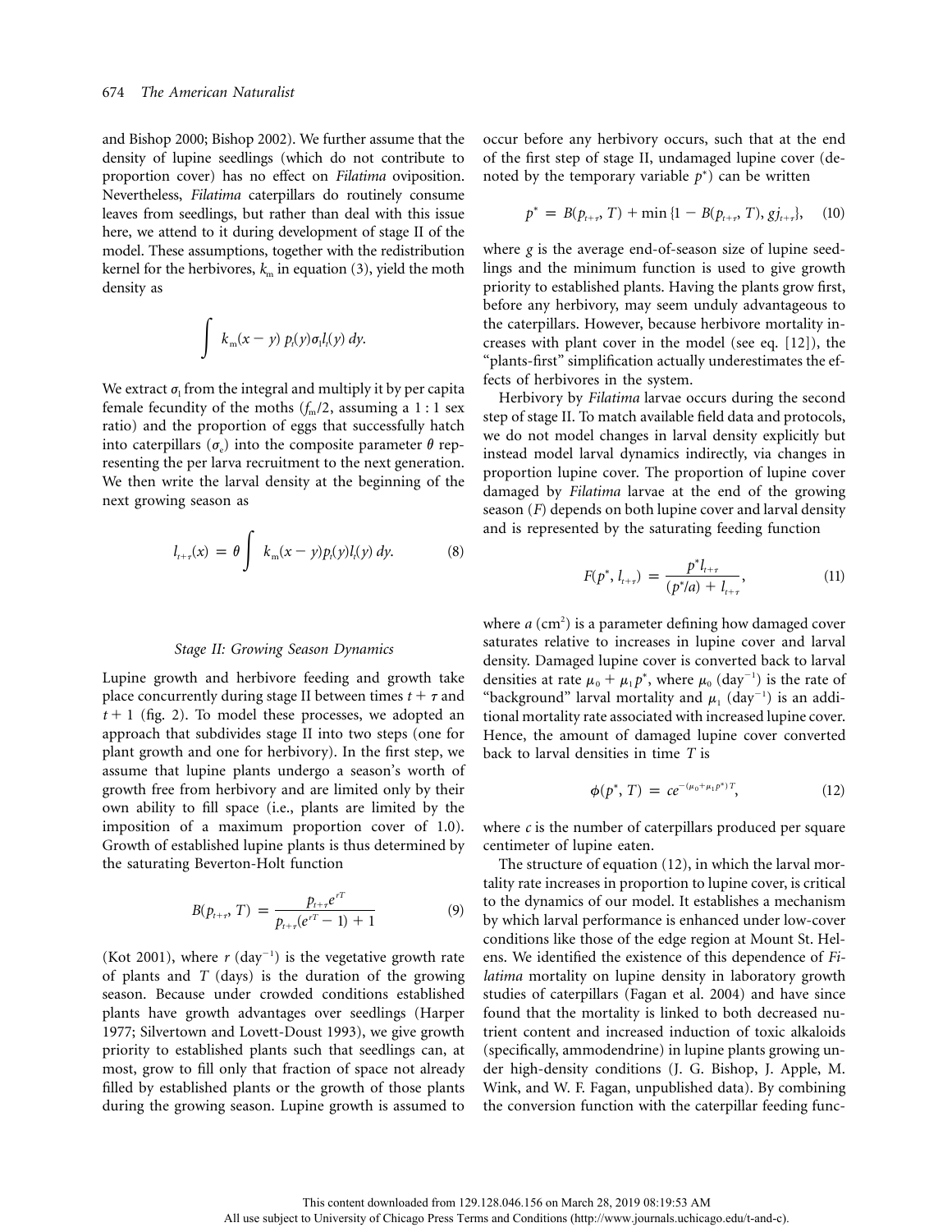and Bishop 2000; Bishop 2002). We further assume that the density of lupine seedlings (which do not contribute to proportion cover) has no effect on *Filatima* oviposition. Nevertheless, *Filatima* caterpillars do routinely consume leaves from seedlings, but rather than deal with this issue here, we attend to it during development of stage II of the model. These assumptions, together with the redistribution kernel for the herbivores, $k_m$ in equation (3), yield the moth density as

$$\int k_m(x-y)\, p_t(y)\sigma_l l_t(y)\, dy.$$

We extract $\sigma_l$ from the integral and multiply it by per capita female fecundity of the moths ($f_m/2$, assuming a 1 : 1 sex ratio) and the proportion of eggs that successfully hatch into caterpillars ($\sigma_e$) into the composite parameter $\theta$ representing the per larva recruitment to the next generation. We then write the larval density at the beginning of the next growing season as

$$l_{t+\tau}(x) = \theta \int k_m(x-y) p_t(y) l_t(y)\, dy. \tag{8}$$

### Stage II: Growing Season Dynamics

Lupine growth and herbivore feeding and growth take place concurrently during stage II between times $t+\tau$ and $t+1$ (fig. 2). To model these processes, we adopted an approach that subdivides stage II into two steps (one for plant growth and one for herbivory). In the first step, we assume that lupine plants undergo a season's worth of growth free from herbivory and are limited only by their own ability to fill space (i.e., plants are limited by the imposition of a maximum proportion cover of 1.0). Growth of established lupine plants is thus determined by the saturating Beverton-Holt function

$$B(p_{t+\tau}, T) = \frac{p_{t+\tau}e^{rT}}{p_{t+\tau}(e^{rT}-1)+1} \tag{9}$$

(Kot 2001), where $r$ (day$^{-1}$) is the vegetative growth rate of plants and $T$ (days) is the duration of the growing season. Because under crowded conditions established plants have growth advantages over seedlings (Harper 1977; Silvertown and Lovett-Doust 1993), we give growth priority to established plants such that seedlings can, at most, grow to fill only that fraction of space not already filled by established plants or the growth of those plants during the growing season. Lupine growth is assumed to occur before any herbivory occurs, such that at the end of the first step of stage II, undamaged lupine cover (denoted by the temporary variable $p^*$) can be written

$$p^* = B(p_{t+\tau}, T) + \min\{1 - B(p_{t+\tau}, T), gj_{t+\tau}\}, \tag{10}$$

where $g$ is the average end-of-season size of lupine seedlings and the minimum function is used to give growth priority to established plants. Having the plants grow first, before any herbivory, may seem unduly advantageous to the caterpillars. However, because herbivore mortality increases with plant cover in the model (see eq. [12]), the "plants-first" simplification actually underestimates the effects of herbivores in the system.

Herbivory by *Filatima* larvae occurs during the second step of stage II. To match available field data and protocols, we do not model changes in larval density explicitly but instead model larval dynamics indirectly, via changes in proportion lupine cover. The proportion of lupine cover damaged by *Filatima* larvae at the end of the growing season ($F$) depends on both lupine cover and larval density and is represented by the saturating feeding function

$$F(p^*, l_{t+\tau}) = \frac{p^* l_{t+\tau}}{(p^*/a) + l_{t+\tau}}, \tag{11}$$

where $a$ (cm$^2$) is a parameter defining how damaged cover saturates relative to increases in lupine cover and larval density. Damaged lupine cover is converted back to larval densities at rate $\mu_0 + \mu_1 p^*$, where $\mu_0$ (day$^{-1}$) is the rate of "background" larval mortality and $\mu_1$ (day$^{-1}$) is an additional mortality rate associated with increased lupine cover. Hence, the amount of damaged lupine cover converted back to larval densities in time $T$ is

$$\phi(p^*, T) = ce^{-(\mu_0+\mu_1 p^*)T}, \tag{12}$$

where $c$ is the number of caterpillars produced per square centimeter of lupine eaten.

The structure of equation (12), in which the larval mortality rate increases in proportion to lupine cover, is critical to the dynamics of our model. It establishes a mechanism by which larval performance is enhanced under low-cover conditions like those of the edge region at Mount St. Helens. We identified the existence of this dependence of *Filatima* mortality on lupine density in laboratory growth studies of caterpillars (Fagan et al. 2004) and have since found that the mortality is linked to both decreased nutrient content and increased induction of toxic alkaloids (specifically, ammodendrine) in lupine plants growing under high-density conditions (J. G. Bishop, J. Apple, M. Wink, and W. F. Fagan, unpublished data). By combining the conversion function with the caterpillar feeding func-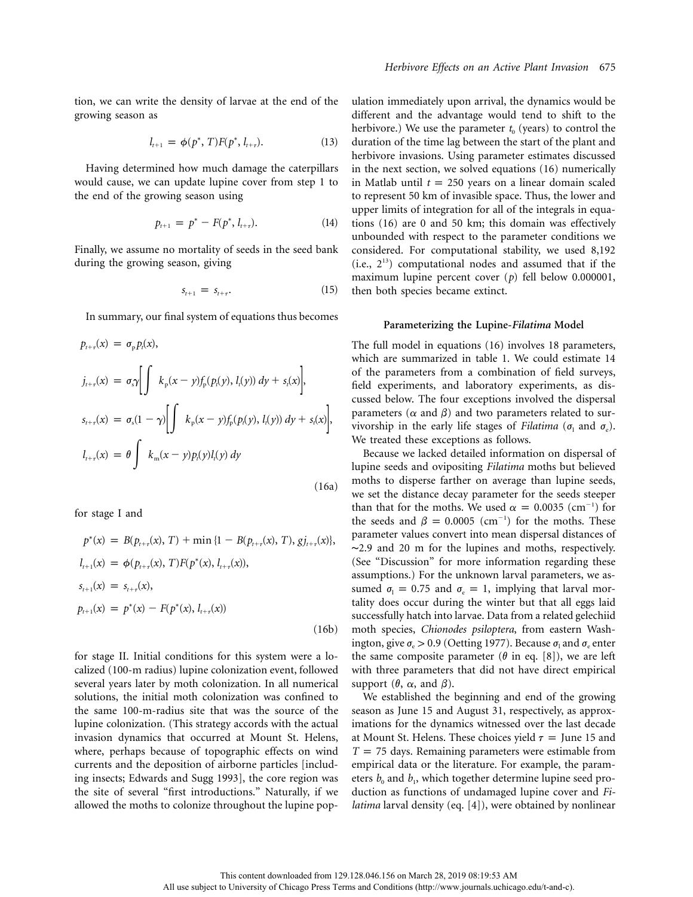tion, we can write the density of larvae at the end of the growing season as

$$l_{t+1} = \phi(p^*, T)F(p^*, l_{t+\tau}). \tag{13}$$

Having determined how much damage the caterpillars would cause, we can update lupine cover from step 1 to the end of the growing season using

$$p_{t+1} = p^* - F(p^*, l_{t+\tau}). \tag{14}$$

Finally, we assume no mortality of seeds in the seed bank during the growing season, giving

$$s_{t+1} = s_{t+\tau}. \tag{15}$$

In summary, our final system of equations thus becomes

$$
\begin{aligned}
p_{t+\tau}(x) &= \sigma_p p_t(x),\\
j_{t+\tau}(x) &= \sigma_s\gamma\left[\int k_p(x-y)f_p(p_t(y), l_t(y))\,dy + s_t(x)\right],\\
s_{t+\tau}(x) &= \sigma_s(1-\gamma)\left[\int k_p(x-y)f_p(p_t(y), l_t(y))\,dy + s_t(x)\right],\\
l_{t+\tau}(x) &= \theta\int k_m(x-y)p_t(y)l_t(y)\,dy
\end{aligned}
\tag{16a}
$$

for stage I and

$$
\begin{aligned}
p^*(x) &= B(p_{t+\tau}(x), T) + \min\{1 - B(p_{t+\tau}(x), T), gj_{t+\tau}(x)\},\\
l_{t+1}(x) &= \phi(p_{t+\tau}(x), T)F(p^*(x), l_{t+\tau}(x)),\\
s_{t+1}(x) &= s_{t+\tau}(x),\\
p_{t+1}(x) &= p^*(x) - F(p^*(x), l_{t+\tau}(x))
\end{aligned}
\tag{16b}
$$

for stage II. Initial conditions for this system were a localized (100-m radius) lupine colonization event, followed several years later by moth colonization. In all numerical solutions, the initial moth colonization was confined to the same 100-m-radius site that was the source of the lupine colonization. (This strategy accords with the actual invasion dynamics that occurred at Mount St. Helens, where, perhaps because of topographic effects on wind currents and the deposition of airborne particles [including insects; Edwards and Sugg 1993], the core region was the site of several "first introductions." Naturally, if we allowed the moths to colonize throughout the lupine population immediately upon arrival, the dynamics would be different and the advantage would tend to shift to the herbivore.) We use the parameter $t_0$ (years) to control the duration of the time lag between the start of the plant and herbivore invasions. Using parameter estimates discussed in the next section, we solved equations (16) numerically in Matlab until $t = 250$ years on a linear domain scaled to represent 50 km of invasible space. Thus, the lower and upper limits of integration for all of the integrals in equations (16) are 0 and 50 km; this domain was effectively unbounded with respect to the parameter conditions we considered. For computational stability, we used 8,192 (i.e., $2^{13}$) computational nodes and assumed that if the maximum lupine percent cover ($p$) fell below 0.000001, then both species became extinct.

### Parameterizing the Lupine-*Filatima* Model

The full model in equations (16) involves 18 parameters, which are summarized in table 1. We could estimate 14 of the parameters from a combination of field surveys, field experiments, and laboratory experiments, as discussed below. The four exceptions involved the dispersal parameters ($\alpha$ and $\beta$) and two parameters related to survivorship in the early life stages of *Filatima* ($\sigma_l$ and $\sigma_e$). We treated these exceptions as follows.

Because we lacked detailed information on dispersal of lupine seeds and ovipositing *Filatima* moths but believed moths to disperse farther on average than lupine seeds, we set the distance decay parameter for the seeds steeper than that for the moths. We used $\alpha = 0.0035$ (cm$^{-1}$) for the seeds and $\beta = 0.0005$ (cm$^{-1}$) for the moths. These parameter values convert into mean dispersal distances of ~2.9 and 20 m for the lupines and moths, respectively. (See "Discussion" for more information regarding these assumptions.) For the unknown larval parameters, we assumed $\sigma_l = 0.75$ and $\sigma_e = 1$, implying that larval mortality does occur during the winter but that all eggs laid successfully hatch into larvae. Data from a related gelechiid moth species, *Chionodes psiloptera*, from eastern Washington, give $\sigma_e > 0.9$ (Oetting 1977). Because $\sigma_l$ and $\sigma_e$ enter the same composite parameter ($\theta$ in eq. [8]), we are left with three parameters that did not have direct empirical support ($\theta$, $\alpha$, and $\beta$).

We established the beginning and end of the growing season as June 15 and August 31, respectively, as approximations for the dynamics witnessed over the last decade at Mount St. Helens. These choices yield $\tau =$ June 15 and $T = 75$ days. Remaining parameters were estimable from empirical data or the literature. For example, the parameters $b_0$ and $b_1$, which together determine lupine seed production as functions of undamaged lupine cover and *Filatima* larval density (eq. [4]), were obtained by nonlinear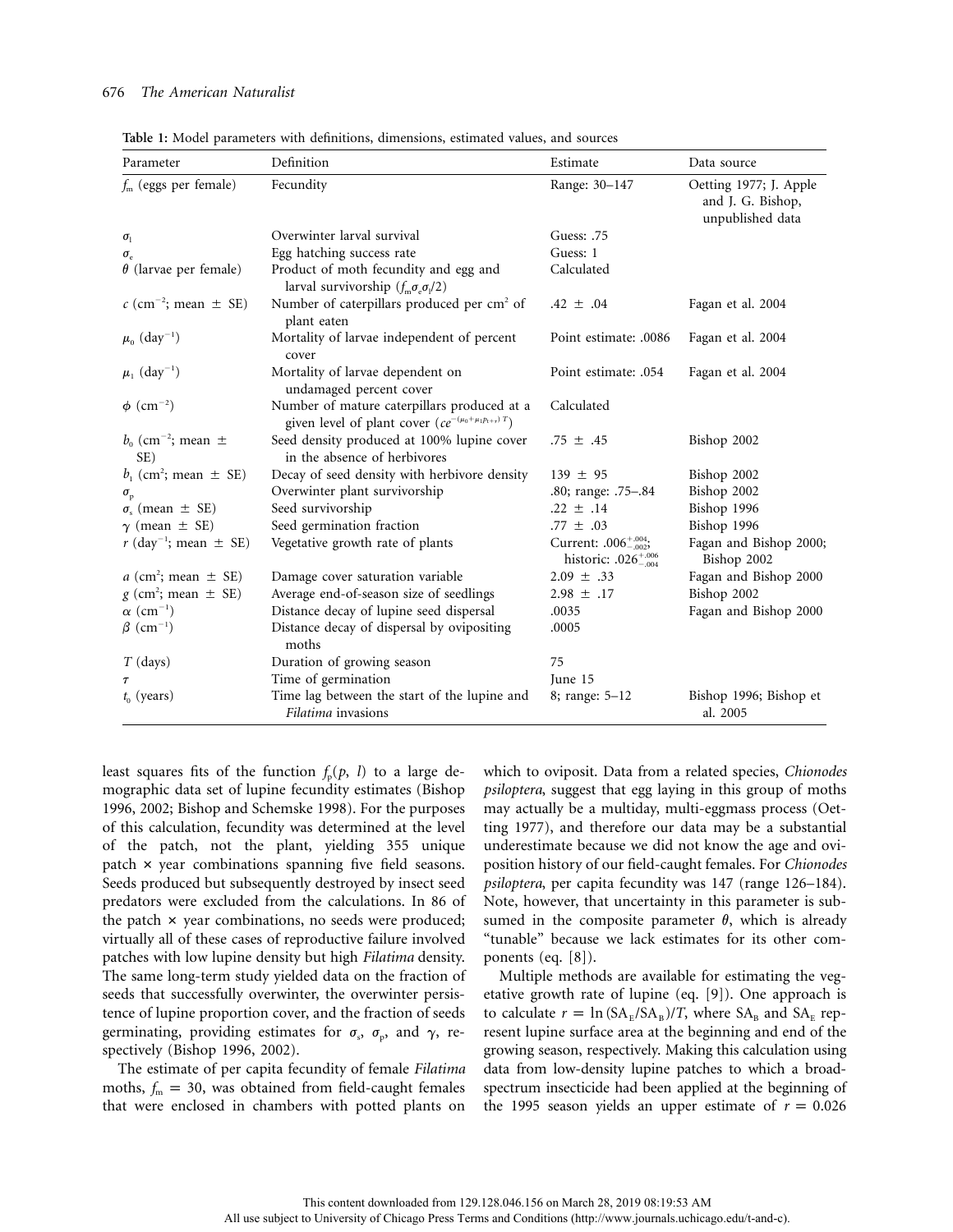**Table 1:** Model parameters with definitions, dimensions, estimated values, and sources

| Parameter | Definition | Estimate | Data source |
|---|---|---|---|
| $f_m$ (eggs per female) | Fecundity | Range: 30–147 | Oetting 1977; J. Apple and J. G. Bishop, unpublished data |
| $\sigma_l$ | Overwinter larval survival | Guess: .75 | |
| $\sigma_e$ | Egg hatching success rate | Guess: 1 | |
| $\theta$ (larvae per female) | Product of moth fecundity and egg and larval survivorship ($f_m \sigma_e \sigma_l/2$) | Calculated | |
| $c$ ($\text{cm}^{-2}$; mean ± SE) | Number of caterpillars produced per $\text{cm}^2$ of plant eaten | .42 ± .04 | Fagan et al. 2004 |
| $\mu_0$ ($\text{day}^{-1}$) | Mortality of larvae independent of percent cover | Point estimate: .0086 | Fagan et al. 2004 |
| $\mu_1$ ($\text{day}^{-1}$) | Mortality of larvae dependent on undamaged percent cover | Point estimate: .054 | Fagan et al. 2004 |
| $\phi$ ($\text{cm}^{-2}$) | Number of mature caterpillars produced at a given level of plant cover ($ce^{-(\mu_0+\mu_1 p_{t+\tau})T}$) | Calculated | |
| $b_0$ ($\text{cm}^{-2}$; mean ± SE) | Seed density produced at 100% lupine cover in the absence of herbivores | .75 ± .45 | Bishop 2002 |
| $b_1$ ($\text{cm}^2$; mean ± SE) | Decay of seed density with herbivore density | 139 ± 95 | Bishop 2002 |
| $\sigma_p$ | Overwinter plant survivorship | .80; range: .75–.84 | Bishop 2002 |
| $\sigma_s$ (mean ± SE) | Seed survivorship | .22 ± .14 | Bishop 1996 |
| $\gamma$ (mean ± SE) | Seed germination fraction | .77 ± .03 | Bishop 1996 |
| $r$ ($\text{day}^{-1}$; mean ± SE) | Vegetative growth rate of plants | Current: $.006^{+.004}_{-.002}$; historic: $.026^{+.006}_{-.004}$ | Fagan and Bishop 2000; Bishop 2002 |
| $a$ ($\text{cm}^2$; mean ± SE) | Damage cover saturation variable | 2.09 ± .33 | Fagan and Bishop 2000 |
| $g$ ($\text{cm}^2$; mean ± SE) | Average end-of-season size of seedlings | 2.98 ± .17 | Bishop 2002 |
| $\alpha$ ($\text{cm}^{-1}$) | Distance decay of lupine seed dispersal | .0035 | Fagan and Bishop 2000 |
| $\beta$ ($\text{cm}^{-1}$) | Distance decay of dispersal by ovipositing moths | .0005 | |
| $T$ (days) | Duration of growing season | 75 | |
| $\tau$ | Time of germination | June 15 | |
| $t_0$ (years) | Time lag between the start of the lupine and *Filatima* invasions | 8; range: 5–12 | Bishop 1996; Bishop et al. 2005 |

least squares fits of the function $f_p(p, l)$ to a large demographic data set of lupine fecundity estimates (Bishop 1996, 2002; Bishop and Schemske 1998). For the purposes of this calculation, fecundity was determined at the level of the patch, not the plant, yielding 355 unique patch × year combinations spanning five field seasons. Seeds produced but subsequently destroyed by insect seed predators were excluded from the calculations. In 86 of the patch × year combinations, no seeds were produced; virtually all of these cases of reproductive failure involved patches with low lupine density but high *Filatima* density. The same long-term study yielded data on the fraction of seeds that successfully overwinter, the overwinter persistence of lupine proportion cover, and the fraction of seeds germinating, providing estimates for $\sigma_s$, $\sigma_p$, and $\gamma$, respectively (Bishop 1996, 2002).

The estimate of per capita fecundity of female *Filatima* moths, $f_m = 30$, was obtained from field-caught females that were enclosed in chambers with potted plants on which to oviposit. Data from a related species, *Chionodes psiloptera*, suggest that egg laying in this group of moths may actually be a multiday, multi-eggmass process (Oetting 1977), and therefore our data may be a substantial underestimate because we did not know the age and oviposition history of our field-caught females. For *Chionodes psiloptera*, per capita fecundity was 147 (range 126–184). Note, however, that uncertainty in this parameter is subsumed in the composite parameter $\theta$, which is already "tunable" because we lack estimates for its other components (eq. [8]).

Multiple methods are available for estimating the vegetative growth rate of lupine (eq. [9]). One approach is to calculate $r = \ln(\text{SA}_\text{E}/\text{SA}_\text{B})/T$, where $\text{SA}_\text{B}$ and $\text{SA}_\text{E}$ represent lupine surface area at the beginning and end of the growing season, respectively. Making this calculation using data from low-density lupine patches to which a broad-spectrum insecticide had been applied at the beginning of the 1995 season yields an upper estimate of $r = 0.026$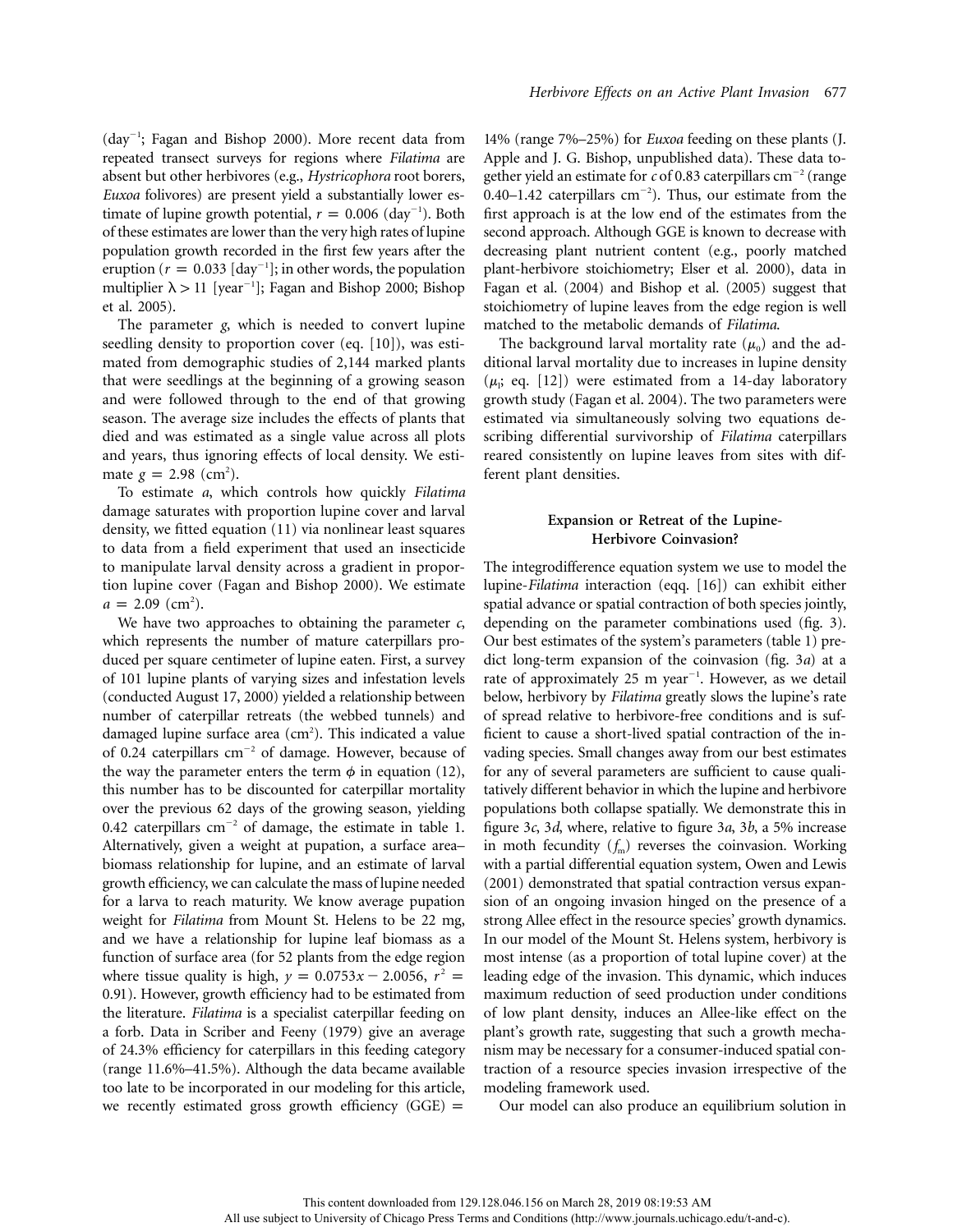(day$^{-1}$; Fagan and Bishop 2000). More recent data from repeated transect surveys for regions where *Filatima* are absent but other herbivores (e.g., *Hystricophora* root borers, *Euxoa* folivores) are present yield a substantially lower estimate of lupine growth potential, $r = 0.006$ (day$^{-1}$). Both of these estimates are lower than the very high rates of lupine population growth recorded in the first few years after the eruption ($r = 0.033$ [day$^{-1}$]; in other words, the population multiplier $\lambda > 11$ [year$^{-1}$]; Fagan and Bishop 2000; Bishop et al. 2005).

The parameter *g*, which is needed to convert lupine seedling density to proportion cover (eq. [10]), was estimated from demographic studies of 2,144 marked plants that were seedlings at the beginning of a growing season and were followed through to the end of that growing season. The average size includes the effects of plants that died and was estimated as a single value across all plots and years, thus ignoring effects of local density. We estimate $g = 2.98$ (cm$^2$).

To estimate *a*, which controls how quickly *Filatima* damage saturates with proportion lupine cover and larval density, we fitted equation (11) via nonlinear least squares to data from a field experiment that used an insecticide to manipulate larval density across a gradient in proportion lupine cover (Fagan and Bishop 2000). We estimate $a = 2.09$ (cm$^2$).

We have two approaches to obtaining the parameter *c*, which represents the number of mature caterpillars produced per square centimeter of lupine eaten. First, a survey of 101 lupine plants of varying sizes and infestation levels (conducted August 17, 2000) yielded a relationship between number of caterpillar retreats (the webbed tunnels) and damaged lupine surface area (cm$^2$). This indicated a value of 0.24 caterpillars cm$^{-2}$ of damage. However, because of the way the parameter enters the term $\phi$ in equation (12), this number has to be discounted for caterpillar mortality over the previous 62 days of the growing season, yielding 0.42 caterpillars cm$^{-2}$ of damage, the estimate in table 1. Alternatively, given a weight at pupation, a surface area–biomass relationship for lupine, and an estimate of larval growth efficiency, we can calculate the mass of lupine needed for a larva to reach maturity. We know average pupation weight for *Filatima* from Mount St. Helens to be 22 mg, and we have a relationship for lupine leaf biomass as a function of surface area (for 52 plants from the edge region where tissue quality is high, $y = 0.0753x - 2.0056$, $r^2 = 0.91$). However, growth efficiency had to be estimated from the literature. *Filatima* is a specialist caterpillar feeding on a forb. Data in Scriber and Feeny (1979) give an average of 24.3% efficiency for caterpillars in this feeding category (range 11.6%–41.5%). Although the data became available too late to be incorporated in our modeling for this article, we recently estimated gross growth efficiency (GGE) = 14% (range 7%–25%) for *Euxoa* feeding on these plants (J. Apple and J. G. Bishop, unpublished data). These data together yield an estimate for *c* of 0.83 caterpillars cm$^{-2}$ (range 0.40–1.42 caterpillars cm$^{-2}$). Thus, our estimate from the first approach is at the low end of the estimates from the second approach. Although GGE is known to decrease with decreasing plant nutrient content (e.g., poorly matched plant-herbivore stoichiometry; Elser et al. 2000), data in Fagan et al. (2004) and Bishop et al. (2005) suggest that stoichiometry of lupine leaves from the edge region is well matched to the metabolic demands of *Filatima*.

The background larval mortality rate ($\mu_0$) and the additional larval mortality due to increases in lupine density ($\mu_1$; eq. [12]) were estimated from a 14-day laboratory growth study (Fagan et al. 2004). The two parameters were estimated via simultaneously solving two equations describing differential survivorship of *Filatima* caterpillars reared consistently on lupine leaves from sites with different plant densities.

## Expansion or Retreat of the Lupine-Herbivore Coinvasion?

The integrodifference equation system we use to model the lupine-*Filatima* interaction (eqq. [16]) can exhibit either spatial advance or spatial contraction of both species jointly, depending on the parameter combinations used (fig. 3). Our best estimates of the system's parameters (table 1) predict long-term expansion of the coinvasion (fig. 3*a*) at a rate of approximately 25 m year$^{-1}$. However, as we detail below, herbivory by *Filatima* greatly slows the lupine's rate of spread relative to herbivore-free conditions and is sufficient to cause a short-lived spatial contraction of the invading species. Small changes away from our best estimates for any of several parameters are sufficient to cause qualitatively different behavior in which the lupine and herbivore populations both collapse spatially. We demonstrate this in figure 3*c*, 3*d*, where, relative to figure 3*a*, 3*b*, a 5% increase in moth fecundity ($f_m$) reverses the coinvasion. Working with a partial differential equation system, Owen and Lewis (2001) demonstrated that spatial contraction versus expansion of an ongoing invasion hinged on the presence of a strong Allee effect in the resource species' growth dynamics. In our model of the Mount St. Helens system, herbivory is most intense (as a proportion of total lupine cover) at the leading edge of the invasion. This dynamic, which induces maximum reduction of seed production under conditions of low plant density, induces an Allee-like effect on the plant's growth rate, suggesting that such a growth mechanism may be necessary for a consumer-induced spatial contraction of a resource species invasion irrespective of the modeling framework used.

Our model can also produce an equilibrium solution in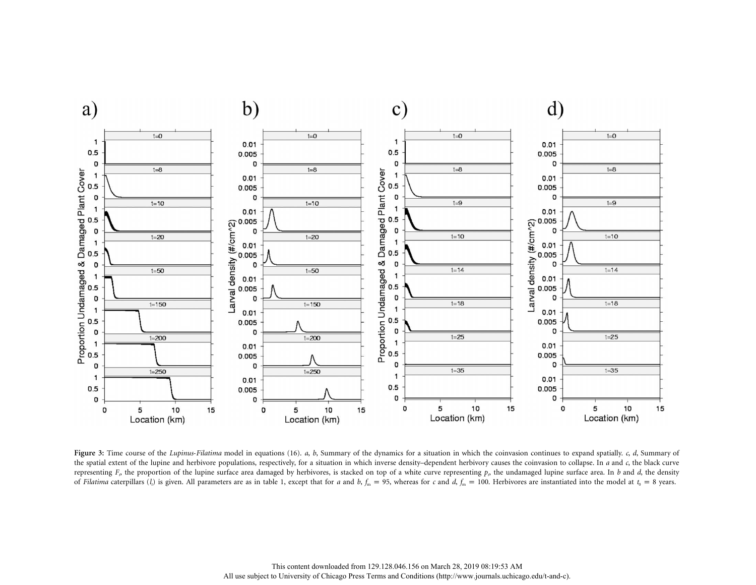**Figure 3:** Time course of the *Lupinus-Filatima* model in equations (16). *a*, *b*, Summary of the dynamics for a situation in which the coinvasion continues to expand spatially. *c*, *d*, Summary of the spatial extent of the lupine and herbivore populations, respectively, for a situation in which inverse density–dependent herbivory causes the coinvasion to collapse. In *a* and *c*, the black curve representing $F_t$, the proportion of the lupine surface area damaged by herbivores, is stacked on top of a white curve representing $p_t$, the undamaged lupine surface area. In *b* and *d*, the density of *Filatima* caterpillars ($l_t$) is given. All parameters are as in table 1, except that for *a* and *b*, $f_m = 95$, whereas for *c* and *d*, $f_m = 100$. Herbivores are instantiated into the model at $t_0 = 8$ years.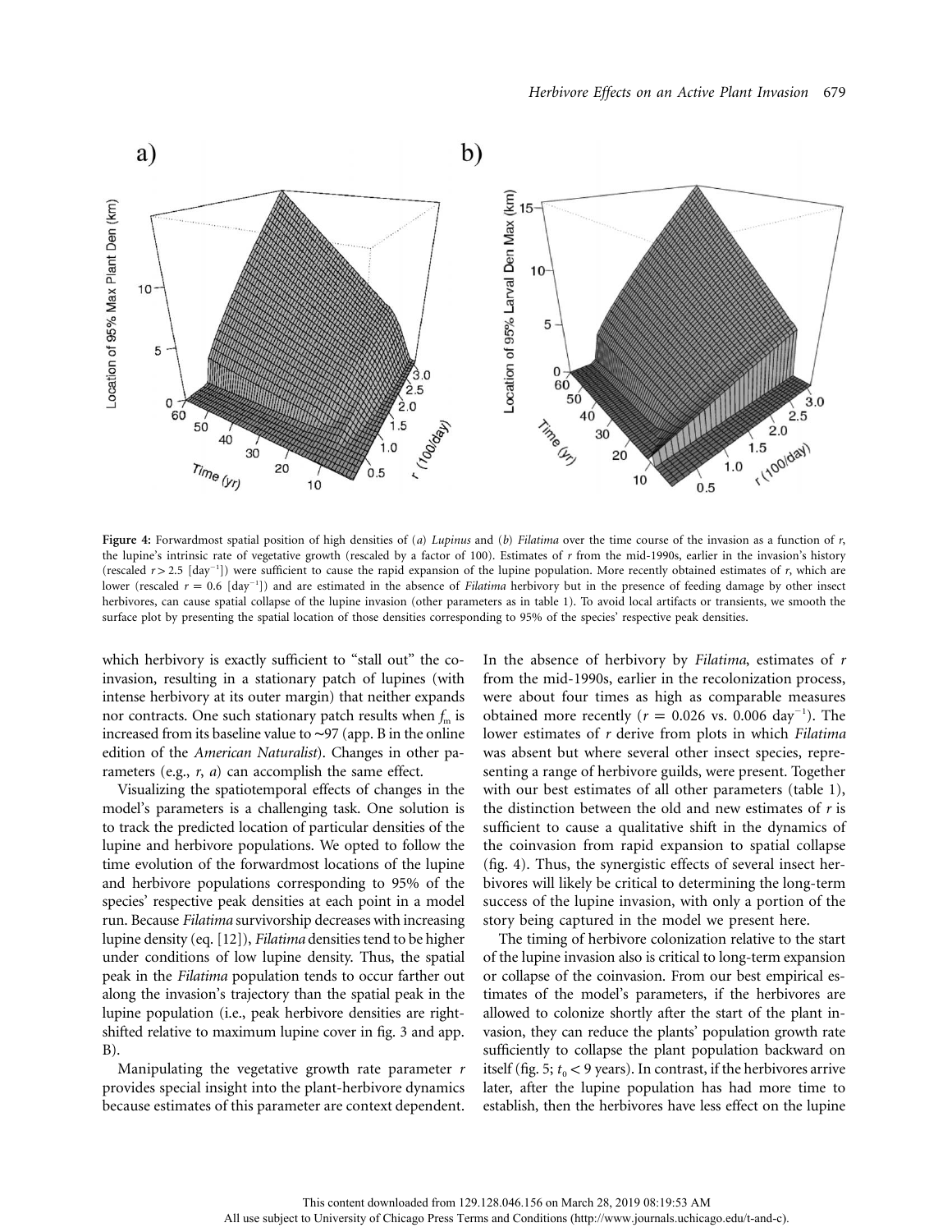**Figure 4:** Forwardmost spatial position of high densities of (*a*) *Lupinus* and (*b*) *Filatima* over the time course of the invasion as a function of $r$, the lupine's intrinsic rate of vegetative growth (rescaled by a factor of 100). Estimates of $r$ from the mid-1990s, earlier in the invasion's history (rescaled $r > 2.5$ [$\text{day}^{-1}$]) were sufficient to cause the rapid expansion of the lupine population. More recently obtained estimates of $r$, which are lower (rescaled $r = 0.6$ [$\text{day}^{-1}$]) and are estimated in the absence of *Filatima* herbivory but in the presence of feeding damage by other insect herbivores, can cause spatial collapse of the lupine invasion (other parameters as in table 1). To avoid local artifacts or transients, we smooth the surface plot by presenting the spatial location of those densities corresponding to 95% of the species' respective peak densities.

which herbivory is exactly sufficient to "stall out" the coinvasion, resulting in a stationary patch of lupines (with intense herbivory at its outer margin) that neither expands nor contracts. One such stationary patch results when $f_m$ is increased from its baseline value to ∼97 (app. B in the online edition of the *American Naturalist*). Changes in other parameters (e.g., $r$, $a$) can accomplish the same effect.

Visualizing the spatiotemporal effects of changes in the model's parameters is a challenging task. One solution is to track the predicted location of particular densities of the lupine and herbivore populations. We opted to follow the time evolution of the forwardmost locations of the lupine and herbivore populations corresponding to 95% of the species' respective peak densities at each point in a model run. Because *Filatima* survivorship decreases with increasing lupine density (eq. [12]), *Filatima* densities tend to be higher under conditions of low lupine density. Thus, the spatial peak in the *Filatima* population tends to occur farther out along the invasion's trajectory than the spatial peak in the lupine population (i.e., peak herbivore densities are right-shifted relative to maximum lupine cover in fig. 3 and app. B).

Manipulating the vegetative growth rate parameter $r$ provides special insight into the plant-herbivore dynamics because estimates of this parameter are context dependent. In the absence of herbivory by *Filatima*, estimates of $r$ from the mid-1990s, earlier in the recolonization process, were about four times as high as comparable measures obtained more recently ($r = 0.026$ vs. $0.006\ \text{day}^{-1}$). The lower estimates of $r$ derive from plots in which *Filatima* was absent but where several other insect species, representing a range of herbivore guilds, were present. Together with our best estimates of all other parameters (table 1), the distinction between the old and new estimates of $r$ is sufficient to cause a qualitative shift in the dynamics of the coinvasion from rapid expansion to spatial collapse (fig. 4). Thus, the synergistic effects of several insect herbivores will likely be critical to determining the long-term success of the lupine invasion, with only a portion of the story being captured in the model we present here.

The timing of herbivore colonization relative to the start of the lupine invasion also is critical to long-term expansion or collapse of the coinvasion. From our best empirical estimates of the model's parameters, if the herbivores are allowed to colonize shortly after the start of the plant invasion, they can reduce the plants' population growth rate sufficiently to collapse the plant population backward on itself (fig. 5; $t_0 < 9$ years). In contrast, if the herbivores arrive later, after the lupine population has had more time to establish, then the herbivores have less effect on the lupine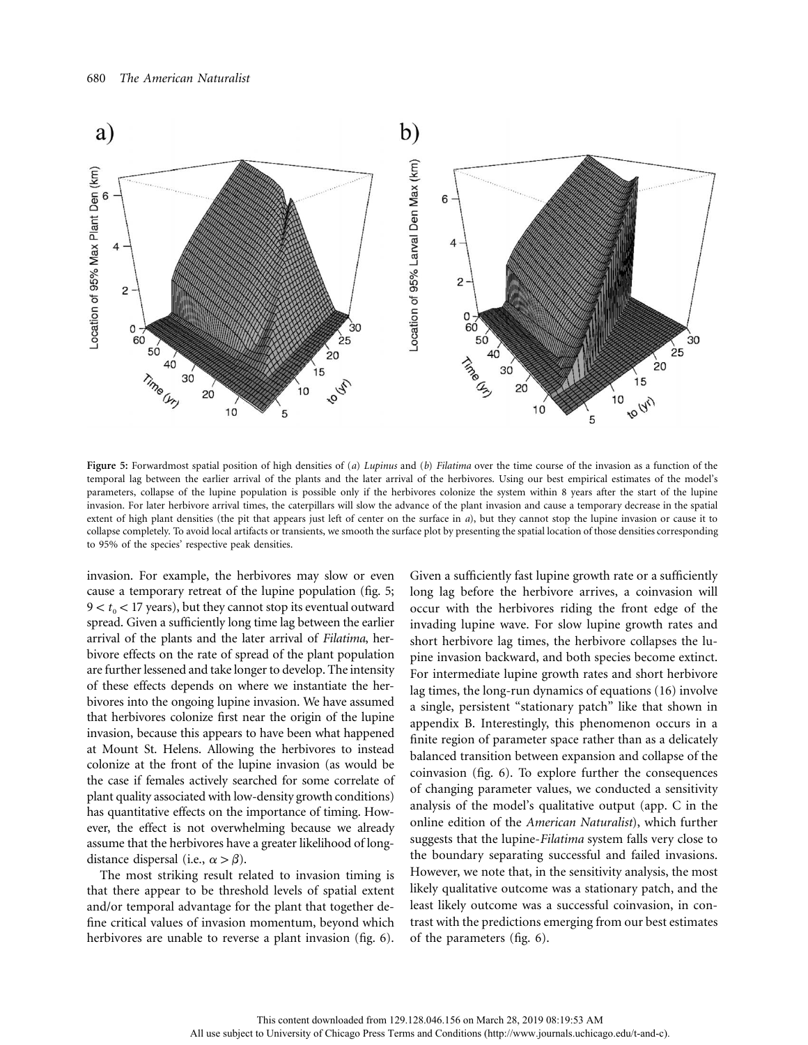**Figure 5:** Forwardmost spatial position of high densities of (*a*) *Lupinus* and (*b*) *Filatima* over the time course of the invasion as a function of the temporal lag between the earlier arrival of the plants and the later arrival of the herbivores. Using our best empirical estimates of the model's parameters, collapse of the lupine population is possible only if the herbivores colonize the system within 8 years after the start of the lupine invasion. For later herbivore arrival times, the caterpillars will slow the advance of the plant invasion and cause a temporary decrease in the spatial extent of high plant densities (the pit that appears just left of center on the surface in *a*), but they cannot stop the lupine invasion or cause it to collapse completely. To avoid local artifacts or transients, we smooth the surface plot by presenting the spatial location of those densities corresponding to 95% of the species' respective peak densities.

invasion. For example, the herbivores may slow or even cause a temporary retreat of the lupine population (fig. 5; $9 < t_0 < 17$ years), but they cannot stop its eventual outward spread. Given a sufficiently long time lag between the earlier arrival of the plants and the later arrival of *Filatima*, herbivore effects on the rate of spread of the plant population are further lessened and take longer to develop. The intensity of these effects depends on where we instantiate the herbivores into the ongoing lupine invasion. We have assumed that herbivores colonize first near the origin of the lupine invasion, because this appears to have been what happened at Mount St. Helens. Allowing the herbivores to instead colonize at the front of the lupine invasion (as would be the case if females actively searched for some correlate of plant quality associated with low-density growth conditions) has quantitative effects on the importance of timing. However, the effect is not overwhelming because we already assume that the herbivores have a greater likelihood of long-distance dispersal (i.e., $\alpha > \beta$).

The most striking result related to invasion timing is that there appear to be threshold levels of spatial extent and/or temporal advantage for the plant that together define critical values of invasion momentum, beyond which herbivores are unable to reverse a plant invasion (fig. 6). Given a sufficiently fast lupine growth rate or a sufficiently long lag before the herbivore arrives, a coinvasion will occur with the herbivores riding the front edge of the invading lupine wave. For slow lupine growth rates and short herbivore lag times, the herbivore collapses the lupine invasion backward, and both species become extinct. For intermediate lupine growth rates and short herbivore lag times, the long-run dynamics of equations (16) involve a single, persistent "stationary patch" like that shown in appendix B. Interestingly, this phenomenon occurs in a finite region of parameter space rather than as a delicately balanced transition between expansion and collapse of the coinvasion (fig. 6). To explore further the consequences of changing parameter values, we conducted a sensitivity analysis of the model's qualitative output (app. C in the online edition of the *American Naturalist*), which further suggests that the lupine-*Filatima* system falls very close to the boundary separating successful and failed invasions. However, we note that, in the sensitivity analysis, the most likely qualitative outcome was a stationary patch, and the least likely outcome was a successful coinvasion, in contrast with the predictions emerging from our best estimates of the parameters (fig. 6).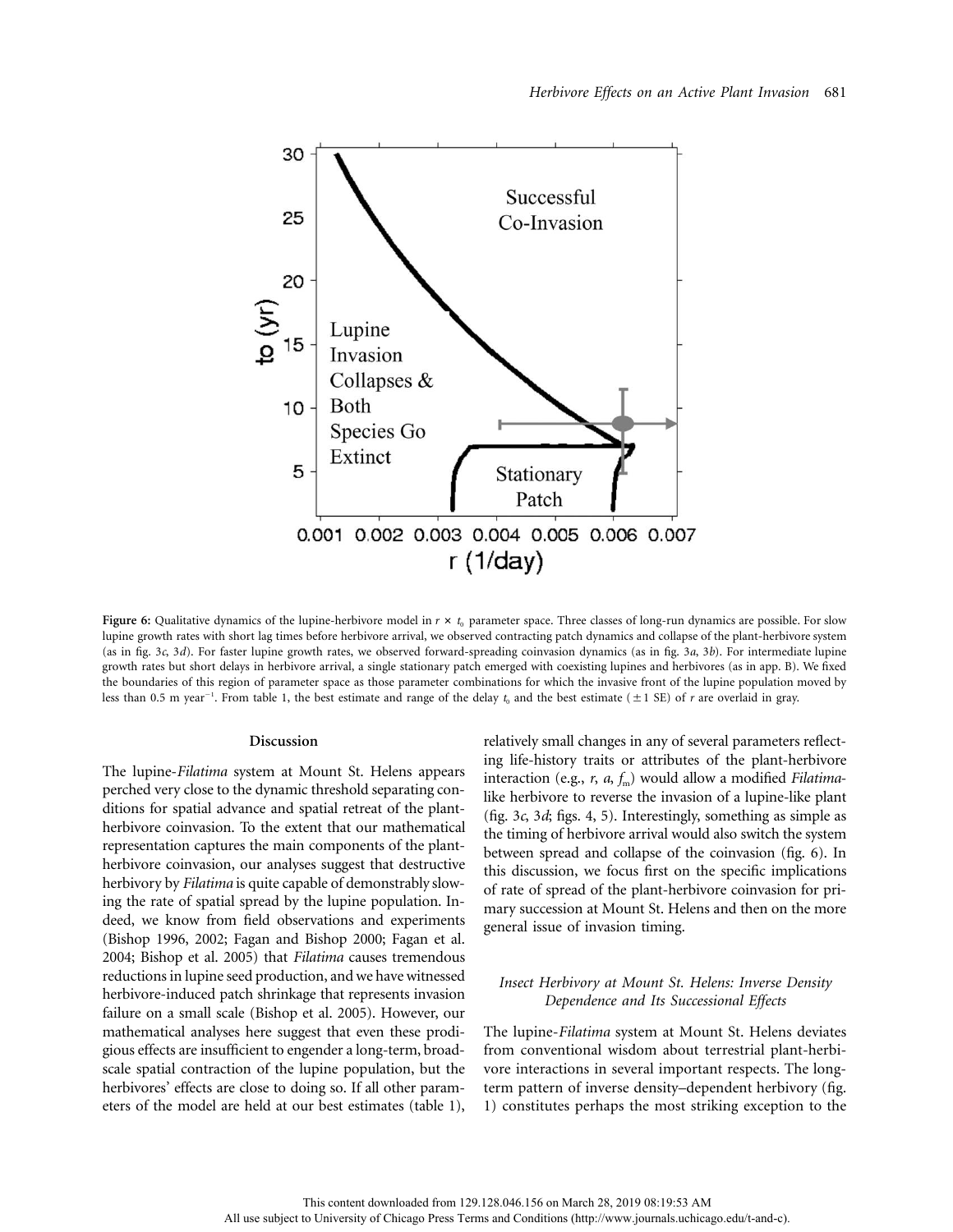Figure 6: Qualitative dynamics of the lupine-herbivore model in $r \times t_0$ parameter space. Three classes of long-run dynamics are possible. For slow lupine growth rates with short lag times before herbivore arrival, we observed contracting patch dynamics and collapse of the plant-herbivore system (as in fig. 3*c*, 3*d*). For faster lupine growth rates, we observed forward-spreading coinvasion dynamics (as in fig. 3*a*, 3*b*). For intermediate lupine growth rates but short delays in herbivore arrival, a single stationary patch emerged with coexisting lupines and herbivores (as in app. B). We fixed the boundaries of this region of parameter space as those parameter combinations for which the invasive front of the lupine population moved by less than 0.5 m year$^{-1}$. From table 1, the best estimate and range of the delay $t_0$ and the best estimate ($\pm 1$ SE) of $r$ are overlaid in gray.

## Discussion

The lupine-*Filatima* system at Mount St. Helens appears perched very close to the dynamic threshold separating conditions for spatial advance and spatial retreat of the plant-herbivore coinvasion. To the extent that our mathematical representation captures the main components of the plant-herbivore coinvasion, our analyses suggest that destructive herbivory by *Filatima* is quite capable of demonstrably slowing the rate of spatial spread by the lupine population. Indeed, we know from field observations and experiments (Bishop 1996, 2002; Fagan and Bishop 2000; Fagan et al. 2004; Bishop et al. 2005) that *Filatima* causes tremendous reductions in lupine seed production, and we have witnessed herbivore-induced patch shrinkage that represents invasion failure on a small scale (Bishop et al. 2005). However, our mathematical analyses here suggest that even these prodigious effects are insufficient to engender a long-term, broad-scale spatial contraction of the lupine population, but the herbivores' effects are close to doing so. If all other parameters of the model are held at our best estimates (table 1), relatively small changes in any of several parameters reflecting life-history traits or attributes of the plant-herbivore interaction (e.g., $r$, $a$, $f_m$) would allow a modified *Filatima*-like herbivore to reverse the invasion of a lupine-like plant (fig. 3*c*, 3*d*; figs. 4, 5). Interestingly, something as simple as the timing of herbivore arrival would also switch the system between spread and collapse of the coinvasion (fig. 6). In this discussion, we focus first on the specific implications of rate of spread of the plant-herbivore coinvasion for primary succession at Mount St. Helens and then on the more general issue of invasion timing.

### *Insect Herbivory at Mount St. Helens: Inverse Density Dependence and Its Successional Effects*

The lupine-*Filatima* system at Mount St. Helens deviates from conventional wisdom about terrestrial plant-herbivore interactions in several important respects. The long-term pattern of inverse density–dependent herbivory (fig. 1) constitutes perhaps the most striking exception to the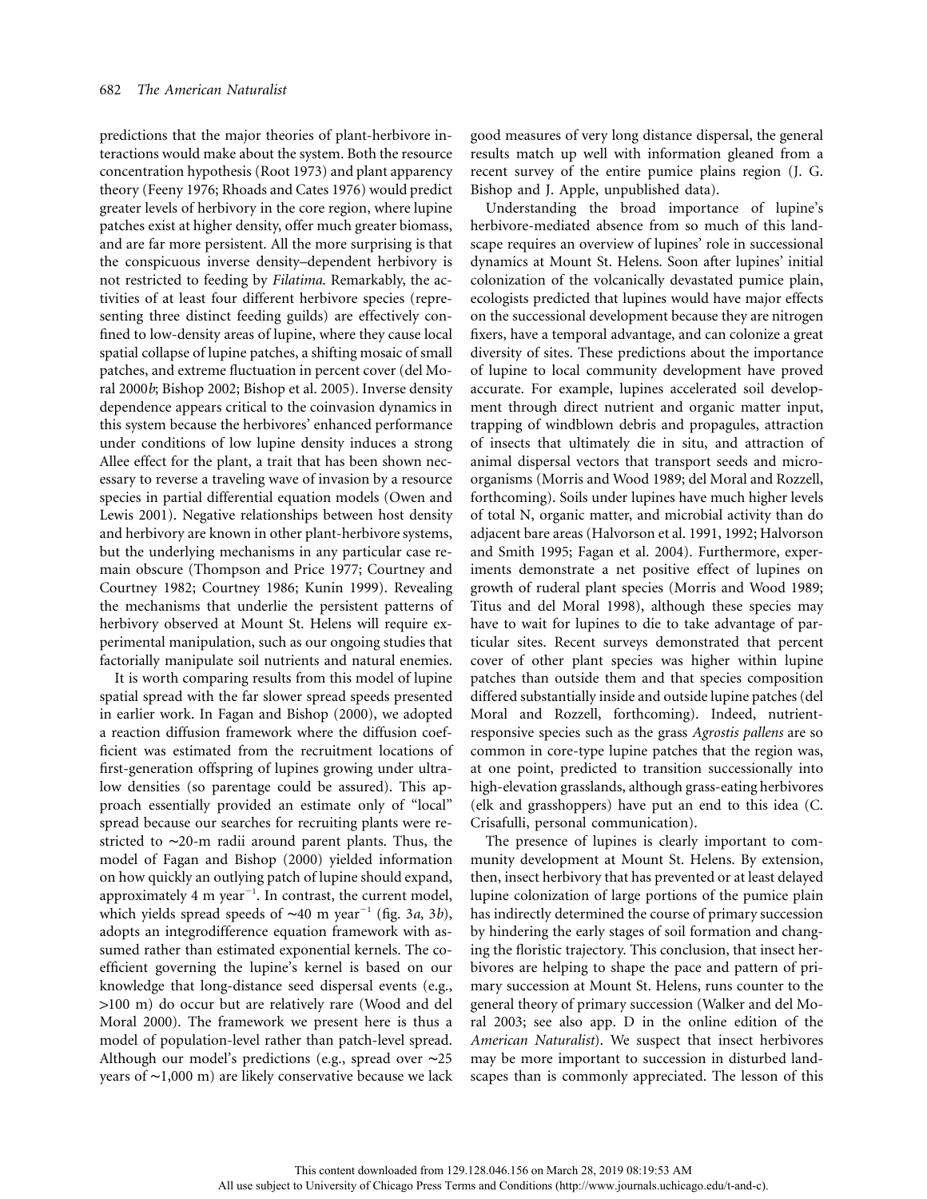predictions that the major theories of plant-herbivore interactions would make about the system. Both the resource concentration hypothesis (Root 1973) and plant apparency theory (Feeny 1976; Rhoads and Cates 1976) would predict greater levels of herbivory in the core region, where lupine patches exist at higher density, offer much greater biomass, and are far more persistent. All the more surprising is that the conspicuous inverse density–dependent herbivory is not restricted to feeding by *Filatima*. Remarkably, the activities of at least four different herbivore species (representing three distinct feeding guilds) are effectively confined to low-density areas of lupine, where they cause local spatial collapse of lupine patches, a shifting mosaic of small patches, and extreme fluctuation in percent cover (del Moral 2000*b*; Bishop 2002; Bishop et al. 2005). Inverse density dependence appears critical to the coinvasion dynamics in this system because the herbivores' enhanced performance under conditions of low lupine density induces a strong Allee effect for the plant, a trait that has been shown necessary to reverse a traveling wave of invasion by a resource species in partial differential equation models (Owen and Lewis 2001). Negative relationships between host density and herbivory are known in other plant-herbivore systems, but the underlying mechanisms in any particular case remain obscure (Thompson and Price 1977; Courtney and Courtney 1982; Courtney 1986; Kunin 1999). Revealing the mechanisms that underlie the persistent patterns of herbivory observed at Mount St. Helens will require experimental manipulation, such as our ongoing studies that factorially manipulate soil nutrients and natural enemies.

It is worth comparing results from this model of lupine spatial spread with the far slower spread speeds presented in earlier work. In Fagan and Bishop (2000), we adopted a reaction diffusion framework where the diffusion coefficient was estimated from the recruitment locations of first-generation offspring of lupines growing under ultralow densities (so parentage could be assured). This approach essentially provided an estimate only of "local" spread because our searches for recruiting plants were restricted to ∼20-m radii around parent plants. Thus, the model of Fagan and Bishop (2000) yielded information on how quickly an outlying patch of lupine should expand, approximately 4 m year$^{-1}$. In contrast, the current model, which yields spread speeds of ∼40 m year$^{-1}$ (fig. 3*a*, 3*b*), adopts an integrodifference equation framework with assumed rather than estimated exponential kernels. The coefficient governing the lupine's kernel is based on our knowledge that long-distance seed dispersal events (e.g., >100 m) do occur but are relatively rare (Wood and del Moral 2000). The framework we present here is thus a model of population-level rather than patch-level spread. Although our model's predictions (e.g., spread over ∼25 years of ∼1,000 m) are likely conservative because we lack good measures of very long distance dispersal, the general results match up well with information gleaned from a recent survey of the entire pumice plains region (J. G. Bishop and J. Apple, unpublished data).

Understanding the broad importance of lupine's herbivore-mediated absence from so much of this landscape requires an overview of lupines' role in successional dynamics at Mount St. Helens. Soon after lupines' initial colonization of the volcanically devastated pumice plain, ecologists predicted that lupines would have major effects on the successional development because they are nitrogen fixers, have a temporal advantage, and can colonize a great diversity of sites. These predictions about the importance of lupine to local community development have proved accurate. For example, lupines accelerated soil development through direct nutrient and organic matter input, trapping of windblown debris and propagules, attraction of insects that ultimately die in situ, and attraction of animal dispersal vectors that transport seeds and microorganisms (Morris and Wood 1989; del Moral and Rozzell, forthcoming). Soils under lupines have much higher levels of total N, organic matter, and microbial activity than do adjacent bare areas (Halvorson et al. 1991, 1992; Halvorson and Smith 1995; Fagan et al. 2004). Furthermore, experiments demonstrate a net positive effect of lupines on growth of ruderal plant species (Morris and Wood 1989; Titus and del Moral 1998), although these species may have to wait for lupines to die to take advantage of particular sites. Recent surveys demonstrated that percent cover of other plant species was higher within lupine patches than outside them and that species composition differed substantially inside and outside lupine patches (del Moral and Rozzell, forthcoming). Indeed, nutrient-responsive species such as the grass *Agrostis pallens* are so common in core-type lupine patches that the region was, at one point, predicted to transition successionally into high-elevation grasslands, although grass-eating herbivores (elk and grasshoppers) have put an end to this idea (C. Crisafulli, personal communication).

The presence of lupines is clearly important to community development at Mount St. Helens. By extension, then, insect herbivory that has prevented or at least delayed lupine colonization of large portions of the pumice plain has indirectly determined the course of primary succession by hindering the early stages of soil formation and changing the floristic trajectory. This conclusion, that insect herbivores are helping to shape the pace and pattern of primary succession at Mount St. Helens, runs counter to the general theory of primary succession (Walker and del Moral 2003; see also app. D in the online edition of the *American Naturalist*). We suspect that insect herbivores may be more important to succession in disturbed landscapes than is commonly appreciated. The lesson of this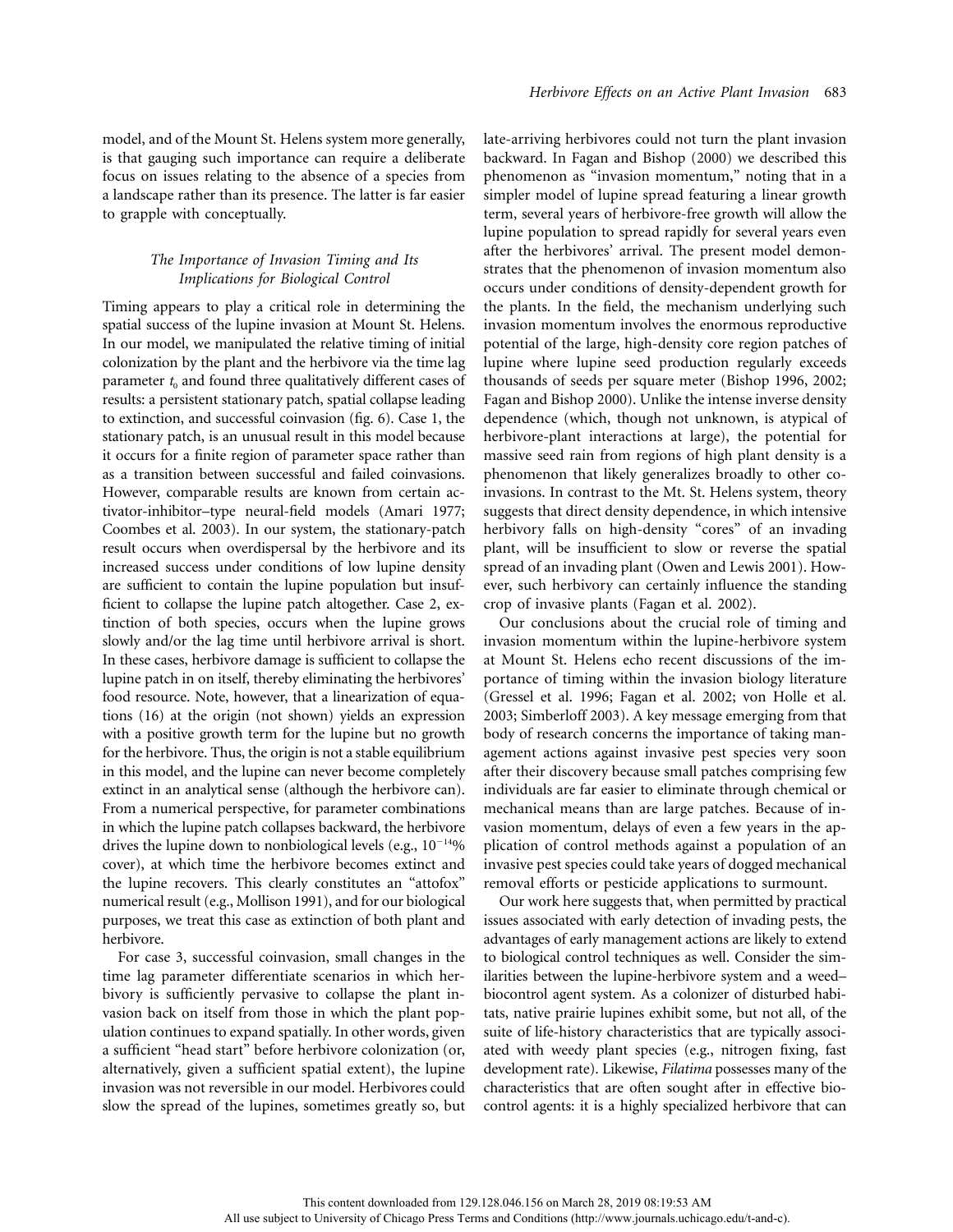model, and of the Mount St. Helens system more generally, is that gauging such importance can require a deliberate focus on issues relating to the absence of a species from a landscape rather than its presence. The latter is far easier to grapple with conceptually.

### *The Importance of Invasion Timing and Its Implications for Biological Control*

Timing appears to play a critical role in determining the spatial success of the lupine invasion at Mount St. Helens. In our model, we manipulated the relative timing of initial colonization by the plant and the herbivore via the time lag parameter $t_0$ and found three qualitatively different cases of results: a persistent stationary patch, spatial collapse leading to extinction, and successful coinvasion (fig. 6). Case 1, the stationary patch, is an unusual result in this model because it occurs for a finite region of parameter space rather than as a transition between successful and failed coinvasions. However, comparable results are known from certain activator-inhibitor–type neural-field models (Amari 1977; Coombes et al. 2003). In our system, the stationary-patch result occurs when overdispersal by the herbivore and its increased success under conditions of low lupine density are sufficient to contain the lupine population but insufficient to collapse the lupine patch altogether. Case 2, extinction of both species, occurs when the lupine grows slowly and/or the lag time until herbivore arrival is short. In these cases, herbivore damage is sufficient to collapse the lupine patch in on itself, thereby eliminating the herbivores' food resource. Note, however, that a linearization of equations (16) at the origin (not shown) yields an expression with a positive growth term for the lupine but no growth for the herbivore. Thus, the origin is not a stable equilibrium in this model, and the lupine can never become completely extinct in an analytical sense (although the herbivore can). From a numerical perspective, for parameter combinations in which the lupine patch collapses backward, the herbivore drives the lupine down to nonbiological levels (e.g., $10^{-14}$% cover), at which time the herbivore becomes extinct and the lupine recovers. This clearly constitutes an "attofox" numerical result (e.g., Mollison 1991), and for our biological purposes, we treat this case as extinction of both plant and herbivore.

For case 3, successful coinvasion, small changes in the time lag parameter differentiate scenarios in which herbivory is sufficiently pervasive to collapse the plant invasion back on itself from those in which the plant population continues to expand spatially. In other words, given a sufficient "head start" before herbivore colonization (or, alternatively, given a sufficient spatial extent), the lupine invasion was not reversible in our model. Herbivores could slow the spread of the lupines, sometimes greatly so, but late-arriving herbivores could not turn the plant invasion backward. In Fagan and Bishop (2000) we described this phenomenon as "invasion momentum," noting that in a simpler model of lupine spread featuring a linear growth term, several years of herbivore-free growth will allow the lupine population to spread rapidly for several years even after the herbivores' arrival. The present model demonstrates that the phenomenon of invasion momentum also occurs under conditions of density-dependent growth for the plants. In the field, the mechanism underlying such invasion momentum involves the enormous reproductive potential of the large, high-density core region patches of lupine where lupine seed production regularly exceeds thousands of seeds per square meter (Bishop 1996, 2002; Fagan and Bishop 2000). Unlike the intense inverse density dependence (which, though not unknown, is atypical of herbivore-plant interactions at large), the potential for massive seed rain from regions of high plant density is a phenomenon that likely generalizes broadly to other coinvasions. In contrast to the Mt. St. Helens system, theory suggests that direct density dependence, in which intensive herbivory falls on high-density "cores" of an invading plant, will be insufficient to slow or reverse the spatial spread of an invading plant (Owen and Lewis 2001). However, such herbivory can certainly influence the standing crop of invasive plants (Fagan et al. 2002).

Our conclusions about the crucial role of timing and invasion momentum within the lupine-herbivore system at Mount St. Helens echo recent discussions of the importance of timing within the invasion biology literature (Gressel et al. 1996; Fagan et al. 2002; von Holle et al. 2003; Simberloff 2003). A key message emerging from that body of research concerns the importance of taking management actions against invasive pest species very soon after their discovery because small patches comprising few individuals are far easier to eliminate through chemical or mechanical means than are large patches. Because of invasion momentum, delays of even a few years in the application of control methods against a population of an invasive pest species could take years of dogged mechanical removal efforts or pesticide applications to surmount.

Our work here suggests that, when permitted by practical issues associated with early detection of invading pests, the advantages of early management actions are likely to extend to biological control techniques as well. Consider the similarities between the lupine-herbivore system and a weed–biocontrol agent system. As a colonizer of disturbed habitats, native prairie lupines exhibit some, but not all, of the suite of life-history characteristics that are typically associated with weedy plant species (e.g., nitrogen fixing, fast development rate). Likewise, *Filatima* possesses many of the characteristics that are often sought after in effective biocontrol agents: it is a highly specialized herbivore that can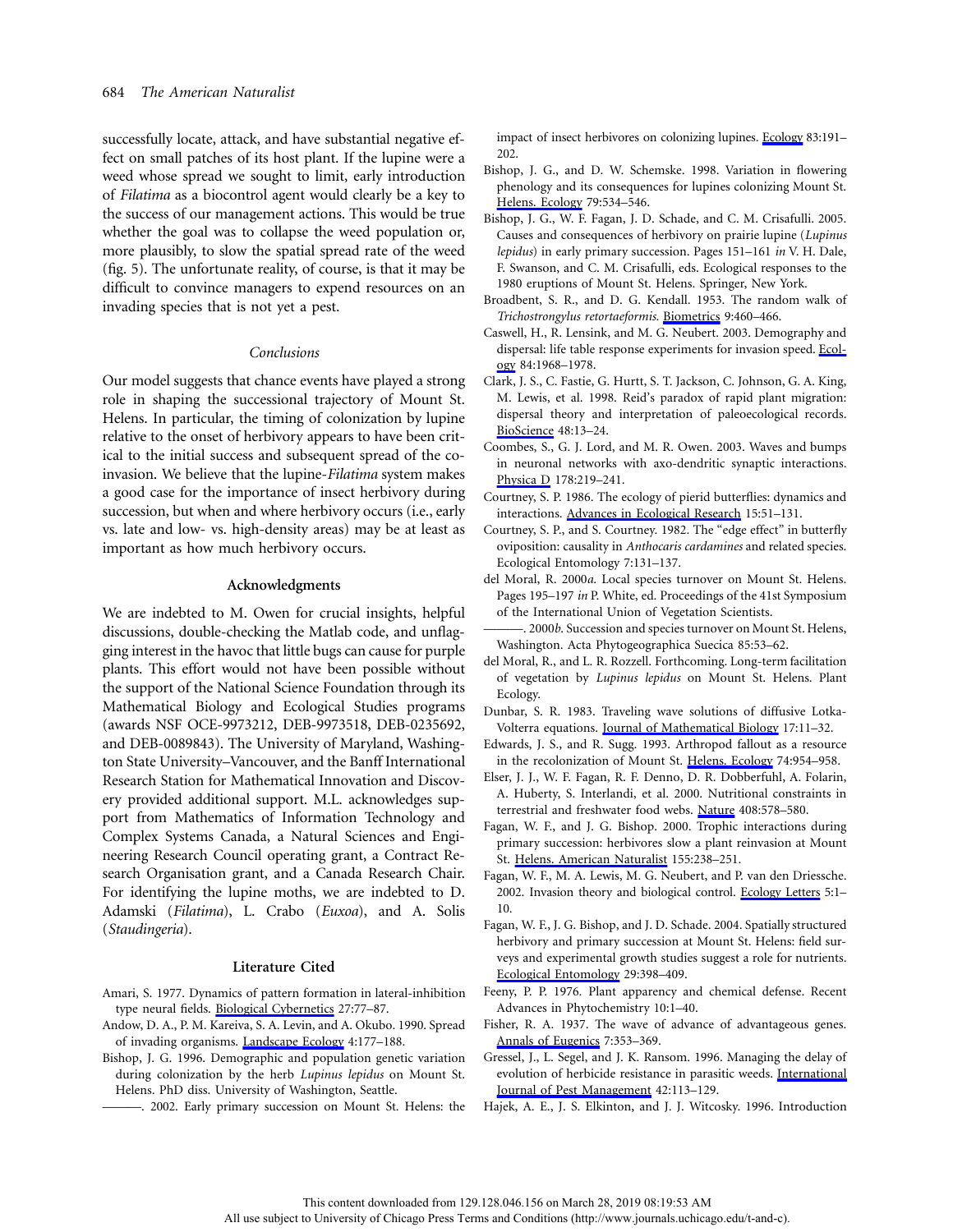successfully locate, attack, and have substantial negative effect on small patches of its host plant. If the lupine were a weed whose spread we sought to limit, early introduction of *Filatima* as a biocontrol agent would clearly be a key to the success of our management actions. This would be true whether the goal was to collapse the weed population or, more plausibly, to slow the spatial spread rate of the weed (fig. 5). The unfortunate reality, of course, is that it may be difficult to convince managers to expend resources on an invading species that is not yet a pest.

### Conclusions

Our model suggests that chance events have played a strong role in shaping the successional trajectory of Mount St. Helens. In particular, the timing of colonization by lupine relative to the onset of herbivory appears to have been critical to the initial success and subsequent spread of the co-invasion. We believe that the lupine-*Filatima* system makes a good case for the importance of insect herbivory during succession, but when and where herbivory occurs (i.e., early vs. late and low- vs. high-density areas) may be at least as important as how much herbivory occurs.

## Acknowledgments

We are indebted to M. Owen for crucial insights, helpful discussions, double-checking the Matlab code, and unflagging interest in the havoc that little bugs can cause for purple plants. This effort would not have been possible without the support of the National Science Foundation through its Mathematical Biology and Ecological Studies programs (awards NSF OCE-9973212, DEB-9973518, DEB-0235692, and DEB-0089843). The University of Maryland, Washington State University–Vancouver, and the Banff International Research Station for Mathematical Innovation and Discovery provided additional support. M.L. acknowledges support from Mathematics of Information Technology and Complex Systems Canada, a Natural Sciences and Engineering Research Council operating grant, a Contract Research Organisation grant, and a Canada Research Chair. For identifying the lupine moths, we are indebted to D. Adamski (*Filatima*), L. Crabo (*Euxoa*), and A. Solis (*Staudingeria*).

## Literature Cited

Amari, S. 1977. Dynamics of pattern formation in lateral-inhibition type neural fields. Biological Cybernetics 27:77–87.

Andow, D. A., P. M. Kareiva, S. A. Levin, and A. Okubo. 1990. Spread of invading organisms. Landscape Ecology 4:177–188.

Bishop, J. G. 1996. Demographic and population genetic variation during colonization by the herb *Lupinus lepidus* on Mount St. Helens. PhD diss. University of Washington, Seattle.

———. 2002. Early primary succession on Mount St. Helens: the impact of insect herbivores on colonizing lupines. Ecology 83:191–202.

Bishop, J. G., and D. W. Schemske. 1998. Variation in flowering phenology and its consequences for lupines colonizing Mount St. Helens. Ecology 79:534–546.

Bishop, J. G., W. F. Fagan, J. D. Schade, and C. M. Crisafulli. 2005. Causes and consequences of herbivory on prairie lupine (*Lupinus lepidus*) in early primary succession. Pages 151–161 *in* V. H. Dale, F. Swanson, and C. M. Crisafulli, eds. Ecological responses to the 1980 eruptions of Mount St. Helens. Springer, New York.

Broadbent, S. R., and D. G. Kendall. 1953. The random walk of *Trichostrongylus retortaeformis*. Biometrics 9:460–466.

Caswell, H., R. Lensink, and M. G. Neubert. 2003. Demography and dispersal: life table response experiments for invasion speed. Ecology 84:1968–1978.

Clark, J. S., C. Fastie, G. Hurtt, S. T. Jackson, C. Johnson, G. A. King, M. Lewis, et al. 1998. Reid's paradox of rapid plant migration: dispersal theory and interpretation of paleoecological records. BioScience 48:13–24.

Coombes, S., G. J. Lord, and M. R. Owen. 2003. Waves and bumps in neuronal networks with axo-dendritic synaptic interactions. Physica D 178:219–241.

Courtney, S. P. 1986. The ecology of pierid butterflies: dynamics and interactions. Advances in Ecological Research 15:51–131.

Courtney, S. P., and S. Courtney. 1982. The "edge effect" in butterfly oviposition: causality in *Anthocaris cardamines* and related species. Ecological Entomology 7:131–137.

del Moral, R. 2000*a*. Local species turnover on Mount St. Helens. Pages 195–197 *in* P. White, ed. Proceedings of the 41st Symposium of the International Union of Vegetation Scientists.

———. 2000*b*. Succession and species turnover on Mount St. Helens, Washington. Acta Phytogeographica Suecica 85:53–62.

del Moral, R., and L. R. Rozzell. Forthcoming. Long-term facilitation of vegetation by *Lupinus lepidus* on Mount St. Helens. Plant Ecology.

Dunbar, S. R. 1983. Traveling wave solutions of diffusive Lotka-Volterra equations. Journal of Mathematical Biology 17:11–32.

Edwards, J. S., and R. Sugg. 1993. Arthropod fallout as a resource in the recolonization of Mount St. Helens. Ecology 74:954–958.

Elser, J. J., W. F. Fagan, R. F. Denno, D. R. Dobberfuhl, A. Folarin, A. Huberty, S. Interlandi, et al. 2000. Nutritional constraints in terrestrial and freshwater food webs. Nature 408:578–580.

Fagan, W. F., and J. G. Bishop. 2000. Trophic interactions during primary succession: herbivores slow a plant reinvasion at Mount St. Helens. American Naturalist 155:238–251.

Fagan, W. F., M. A. Lewis, M. G. Neubert, and P. van den Driessche. 2002. Invasion theory and biological control. Ecology Letters 5:1–10.

Fagan, W. F., J. G. Bishop, and J. D. Schade. 2004. Spatially structured herbivory and primary succession at Mount St. Helens: field surveys and experimental growth studies suggest a role for nutrients. Ecological Entomology 29:398–409.

Feeny, P. P. 1976. Plant apparency and chemical defense. Recent Advances in Phytochemistry 10:1–40.

Fisher, R. A. 1937. The wave of advance of advantageous genes. Annals of Eugenics 7:353–369.

Gressel, J., L. Segel, and J. K. Ransom. 1996. Managing the delay of evolution of herbicide resistance in parasitic weeds. International Journal of Pest Management 42:113–129.

Hajek, A. E., J. S. Elkinton, and J. J. Witcosky. 1996. Introduction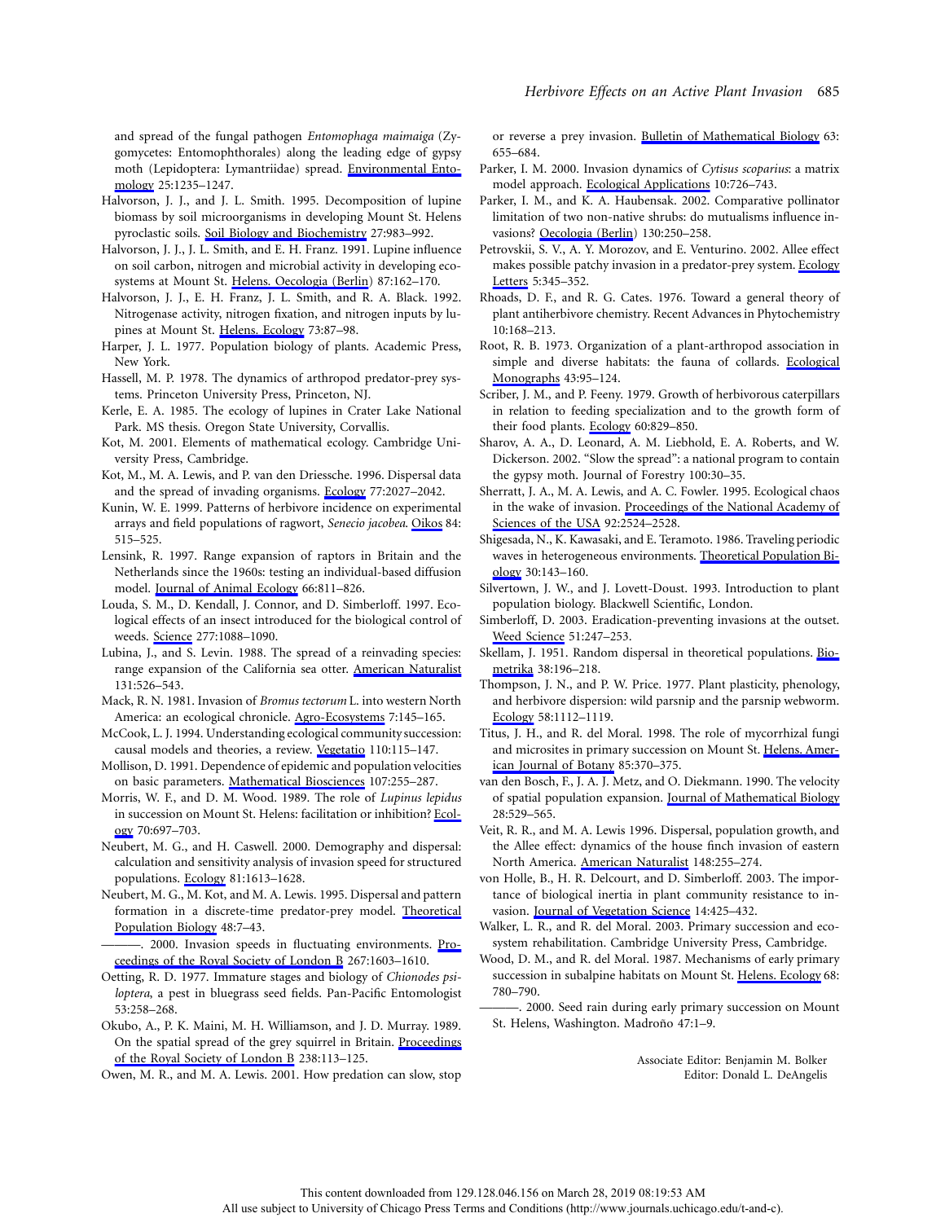and spread of the fungal pathogen *Entomophaga maimaiga* (Zygomycetes: Entomophthorales) along the leading edge of gypsy moth (Lepidoptera: Lymantriidae) spread. Environmental Entomology 25:1235–1247.

Halvorson, J. J., and J. L. Smith. 1995. Decomposition of lupine biomass by soil microorganisms in developing Mount St. Helens pyroclastic soils. Soil Biology and Biochemistry 27:983–992.

Halvorson, J. J., J. L. Smith, and E. H. Franz. 1991. Lupine influence on soil carbon, nitrogen and microbial activity in developing ecosystems at Mount St. Helens. Oecologia (Berlin) 87:162–170.

Halvorson, J. J., E. H. Franz, J. L. Smith, and R. A. Black. 1992. Nitrogenase activity, nitrogen fixation, and nitrogen inputs by lupines at Mount St. Helens. Ecology 73:87–98.

Harper, J. L. 1977. Population biology of plants. Academic Press, New York.

Hassell, M. P. 1978. The dynamics of arthropod predator-prey systems. Princeton University Press, Princeton, NJ.

Kerle, E. A. 1985. The ecology of lupines in Crater Lake National Park. MS thesis. Oregon State University, Corvallis.

Kot, M. 2001. Elements of mathematical ecology. Cambridge University Press, Cambridge.

Kot, M., M. A. Lewis, and P. van den Driessche. 1996. Dispersal data and the spread of invading organisms. Ecology 77:2027–2042.

Kunin, W. E. 1999. Patterns of herbivore incidence on experimental arrays and field populations of ragwort, *Senecio jacobea*. Oikos 84: 515–525.

Lensink, R. 1997. Range expansion of raptors in Britain and the Netherlands since the 1960s: testing an individual-based diffusion model. Journal of Animal Ecology 66:811–826.

Louda, S. M., D. Kendall, J. Connor, and D. Simberloff. 1997. Ecological effects of an insect introduced for the biological control of weeds. Science 277:1088–1090.

Lubina, J., and S. Levin. 1988. The spread of a reinvading species: range expansion of the California sea otter. American Naturalist 131:526–543.

Mack, R. N. 1981. Invasion of *Bromus tectorum* L. into western North America: an ecological chronicle. Agro-Ecosystems 7:145–165.

McCook, L. J. 1994. Understanding ecological community succession: causal models and theories, a review. Vegetatio 110:115–147.

Mollison, D. 1991. Dependence of epidemic and population velocities on basic parameters. Mathematical Biosciences 107:255–287.

Morris, W. F., and D. M. Wood. 1989. The role of *Lupinus lepidus* in succession on Mount St. Helens: facilitation or inhibition? Ecology 70:697–703.

Neubert, M. G., and H. Caswell. 2000. Demography and dispersal: calculation and sensitivity analysis of invasion speed for structured populations. Ecology 81:1613–1628.

Neubert, M. G., M. Kot, and M. A. Lewis. 1995. Dispersal and pattern formation in a discrete-time predator-prey model. Theoretical Population Biology 48:7–43.

———. 2000. Invasion speeds in fluctuating environments. Proceedings of the Royal Society of London B 267:1603–1610.

Oetting, R. D. 1977. Immature stages and biology of *Chionodes psiloptera*, a pest in bluegrass seed fields. Pan-Pacific Entomologist 53:258–268.

Okubo, A., P. K. Maini, M. H. Williamson, and J. D. Murray. 1989. On the spatial spread of the grey squirrel in Britain. Proceedings of the Royal Society of London B 238:113–125.

Owen, M. R., and M. A. Lewis. 2001. How predation can slow, stop or reverse a prey invasion. Bulletin of Mathematical Biology 63: 655–684.

Parker, I. M. 2000. Invasion dynamics of *Cytisus scoparius*: a matrix model approach. Ecological Applications 10:726–743.

Parker, I. M., and K. A. Haubensak. 2002. Comparative pollinator limitation of two non-native shrubs: do mutualisms influence invasions? Oecologia (Berlin) 130:250–258.

Petrovskii, S. V., A. Y. Morozov, and E. Venturino. 2002. Allee effect makes possible patchy invasion in a predator-prey system. Ecology Letters 5:345–352.

Rhoads, D. F., and R. G. Cates. 1976. Toward a general theory of plant antiherbivore chemistry. Recent Advances in Phytochemistry 10:168–213.

Root, R. B. 1973. Organization of a plant-arthropod association in simple and diverse habitats: the fauna of collards. Ecological Monographs 43:95–124.

Scriber, J. M., and P. Feeny. 1979. Growth of herbivorous caterpillars in relation to feeding specialization and to the growth form of their food plants. Ecology 60:829–850.

Sharov, A. A., D. Leonard, A. M. Liebhold, E. A. Roberts, and W. Dickerson. 2002. "Slow the spread": a national program to contain the gypsy moth. Journal of Forestry 100:30–35.

Sherratt, J. A., M. A. Lewis, and A. C. Fowler. 1995. Ecological chaos in the wake of invasion. Proceedings of the National Academy of Sciences of the USA 92:2524–2528.

Shigesada, N., K. Kawasaki, and E. Teramoto. 1986. Traveling periodic waves in heterogeneous environments. Theoretical Population Biology 30:143–160.

Silvertown, J. W., and J. Lovett-Doust. 1993. Introduction to plant population biology. Blackwell Scientific, London.

Simberloff, D. 2003. Eradication-preventing invasions at the outset. Weed Science 51:247–253.

Skellam, J. 1951. Random dispersal in theoretical populations. Biometrika 38:196–218.

Thompson, J. N., and P. W. Price. 1977. Plant plasticity, phenology, and herbivore dispersion: wild parsnip and the parsnip webworm. Ecology 58:1112–1119.

Titus, J. H., and R. del Moral. 1998. The role of mycorrhizal fungi and microsites in primary succession on Mount St. Helens. American Journal of Botany 85:370–375.

van den Bosch, F., J. A. J. Metz, and O. Diekmann. 1990. The velocity of spatial population expansion. Journal of Mathematical Biology 28:529–565.

Veit, R. R., and M. A. Lewis 1996. Dispersal, population growth, and the Allee effect: dynamics of the house finch invasion of eastern North America. American Naturalist 148:255–274.

von Holle, B., H. R. Delcourt, and D. Simberloff. 2003. The importance of biological inertia in plant community resistance to invasion. Journal of Vegetation Science 14:425–432.

Walker, L. R., and R. del Moral. 2003. Primary succession and ecosystem rehabilitation. Cambridge University Press, Cambridge.

Wood, D. M., and R. del Moral. 1987. Mechanisms of early primary succession in subalpine habitats on Mount St. Helens. Ecology 68: 780–790.

———. 2000. Seed rain during early primary succession on Mount St. Helens, Washington. Madroño 47:1–9.

Associate Editor: Benjamin M. Bolker
Editor: Donald L. DeAngelis